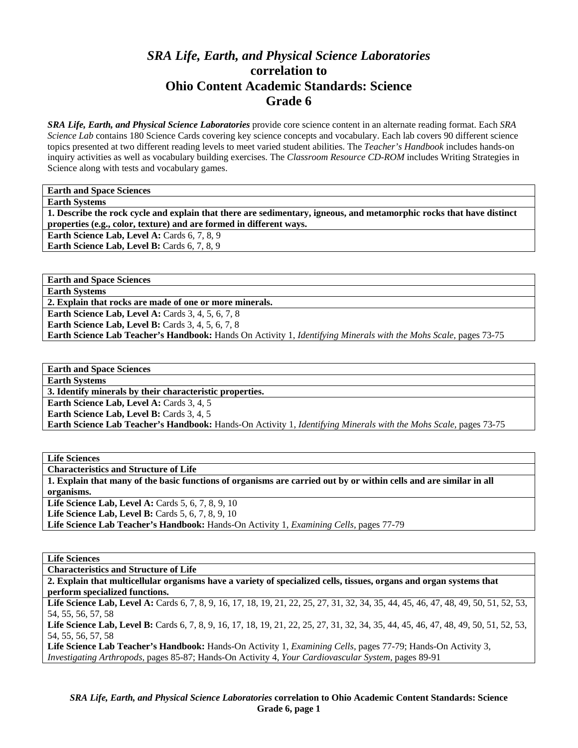# *SRA Life, Earth, and Physical Science Laboratories* correlation to Ohio Content Academic Standards: Science Grade 6

***SRA Life, Earth, and Physical Science Laboratories*** provide core science content in an alternate reading format. Each *SRA Science Lab* contains 180 Science Cards covering key science concepts and vocabulary. Each lab covers 90 different science topics presented at two different reading levels to meet varied student abilities. The *Teacher's Handbook* includes hands-on inquiry activities as well as vocabulary building exercises. The *Classroom Resource CD-ROM* includes Writing Strategies in Science along with tests and vocabulary games.

**Earth and Space Sciences**

**Earth Systems**

**1. Describe the rock cycle and explain that there are sedimentary, igneous, and metamorphic rocks that have distinct properties (e.g., color, texture) and are formed in different ways.**

**Earth Science Lab, Level A:** Cards 6, 7, 8, 9
**Earth Science Lab, Level B:** Cards 6, 7, 8, 9

**Earth and Space Sciences**

**Earth Systems**

**2. Explain that rocks are made of one or more minerals.**

**Earth Science Lab, Level A:** Cards 3, 4, 5, 6, 7, 8
**Earth Science Lab, Level B:** Cards 3, 4, 5, 6, 7, 8
**Earth Science Lab Teacher's Handbook:** Hands On Activity 1, *Identifying Minerals with the Mohs Scale,* pages 73-75

**Earth and Space Sciences**

**Earth Systems**

**3. Identify minerals by their characteristic properties.**

**Earth Science Lab, Level A:** Cards 3, 4, 5
**Earth Science Lab, Level B:** Cards 3, 4, 5
**Earth Science Lab Teacher's Handbook:** Hands-On Activity 1, *Identifying Minerals with the Mohs Scale,* pages 73-75

**Life Sciences**

**Characteristics and Structure of Life**

**1. Explain that many of the basic functions of organisms are carried out by or within cells and are similar in all organisms.**

**Life Science Lab, Level A:** Cards 5, 6, 7, 8, 9, 10
**Life Science Lab, Level B:** Cards 5, 6, 7, 8, 9, 10
**Life Science Lab Teacher's Handbook:** Hands-On Activity 1, *Examining Cells,* pages 77-79

**Life Sciences**

**Characteristics and Structure of Life**

**2. Explain that multicellular organisms have a variety of specialized cells, tissues, organs and organ systems that perform specialized functions.**

**Life Science Lab, Level A:** Cards 6, 7, 8, 9, 16, 17, 18, 19, 21, 22, 25, 27, 31, 32, 34, 35, 44, 45, 46, 47, 48, 49, 50, 51, 52, 53, 54, 55, 56, 57, 58
**Life Science Lab, Level B:** Cards 6, 7, 8, 9, 16, 17, 18, 19, 21, 22, 25, 27, 31, 32, 34, 35, 44, 45, 46, 47, 48, 49, 50, 51, 52, 53, 54, 55, 56, 57, 58
**Life Science Lab Teacher's Handbook:** Hands-On Activity 1, *Examining Cells*, pages 77-79; Hands-On Activity 3, *Investigating Arthropods,* pages 85-87; Hands-On Activity 4, *Your Cardiovascular System,* pages 89-91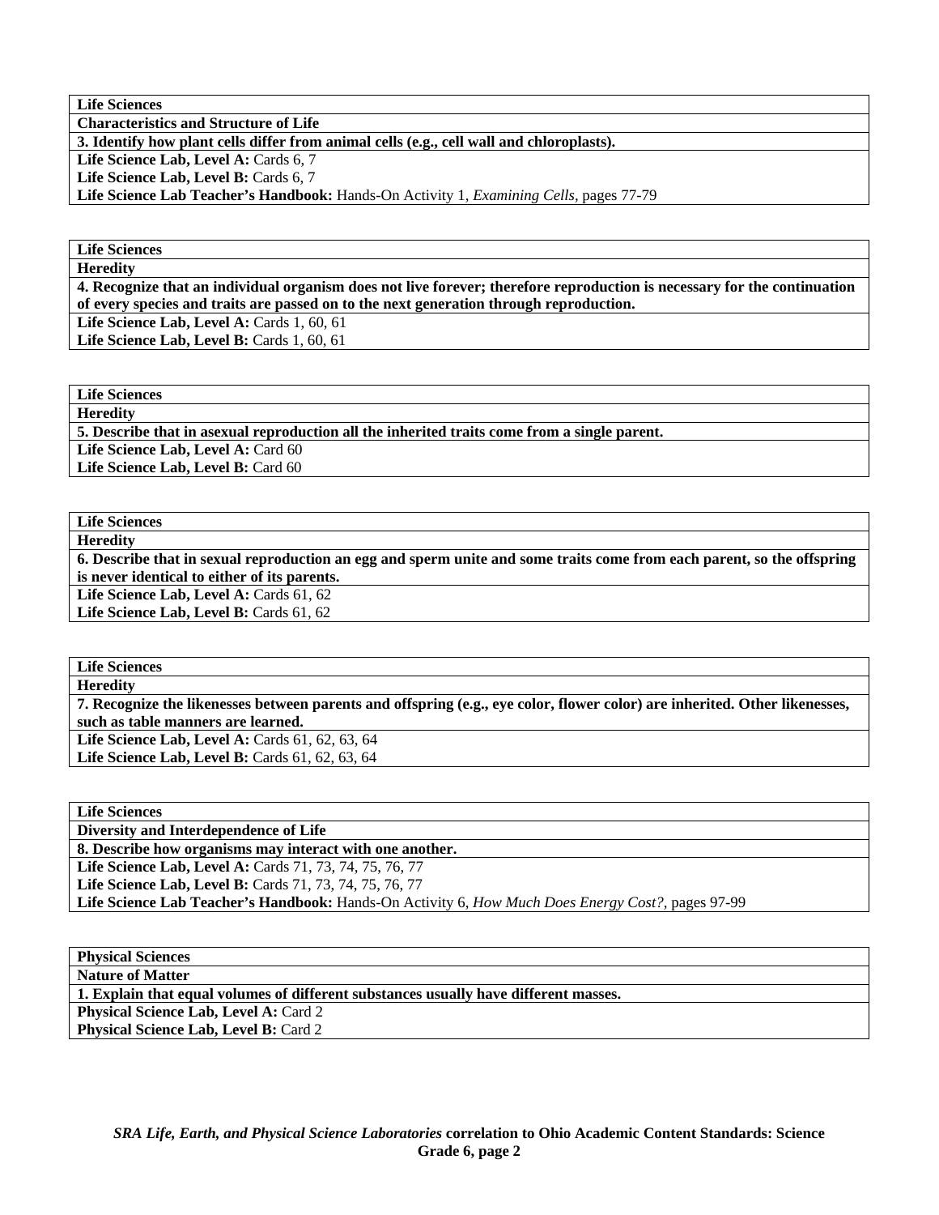| **Life Sciences** |
|---|
| **Characteristics and Structure of Life** |
| **3. Identify how plant cells differ from animal cells (e.g., cell wall and chloroplasts).** |
| **Life Science Lab, Level A:** Cards 6, 7 |
| **Life Science Lab, Level B:** Cards 6, 7 |
| **Life Science Lab Teacher's Handbook:** Hands-On Activity 1, *Examining Cells,* pages 77-79 |

| **Life Sciences** |
|---|
| **Heredity** |
| **4. Recognize that an individual organism does not live forever; therefore reproduction is necessary for the continuation of every species and traits are passed on to the next generation through reproduction.** |
| **Life Science Lab, Level A:** Cards 1, 60, 61 |
| **Life Science Lab, Level B:** Cards 1, 60, 61 |

| **Life Sciences** |
|---|
| **Heredity** |
| **5. Describe that in asexual reproduction all the inherited traits come from a single parent.** |
| **Life Science Lab, Level A:** Card 60 |
| **Life Science Lab, Level B:** Card 60 |

| **Life Sciences** |
|---|
| **Heredity** |
| **6. Describe that in sexual reproduction an egg and sperm unite and some traits come from each parent, so the offspring is never identical to either of its parents.** |
| **Life Science Lab, Level A:** Cards 61, 62 |
| **Life Science Lab, Level B:** Cards 61, 62 |

| **Life Sciences** |
|---|
| **Heredity** |
| **7. Recognize the likenesses between parents and offspring (e.g., eye color, flower color) are inherited. Other likenesses, such as table manners are learned.** |
| **Life Science Lab, Level A:** Cards 61, 62, 63, 64 |
| **Life Science Lab, Level B:** Cards 61, 62, 63, 64 |

| **Life Sciences** |
|---|
| **Diversity and Interdependence of Life** |
| **8. Describe how organisms may interact with one another.** |
| **Life Science Lab, Level A:** Cards 71, 73, 74, 75, 76, 77 |
| **Life Science Lab, Level B:** Cards 71, 73, 74, 75, 76, 77 |
| **Life Science Lab Teacher's Handbook:** Hands-On Activity 6, *How Much Does Energy Cost?,* pages 97-99 |

| **Physical Sciences** |
|---|
| **Nature of Matter** |
| **1. Explain that equal volumes of different substances usually have different masses.** |
| **Physical Science Lab, Level A:** Card 2 |
| **Physical Science Lab, Level B:** Card 2 |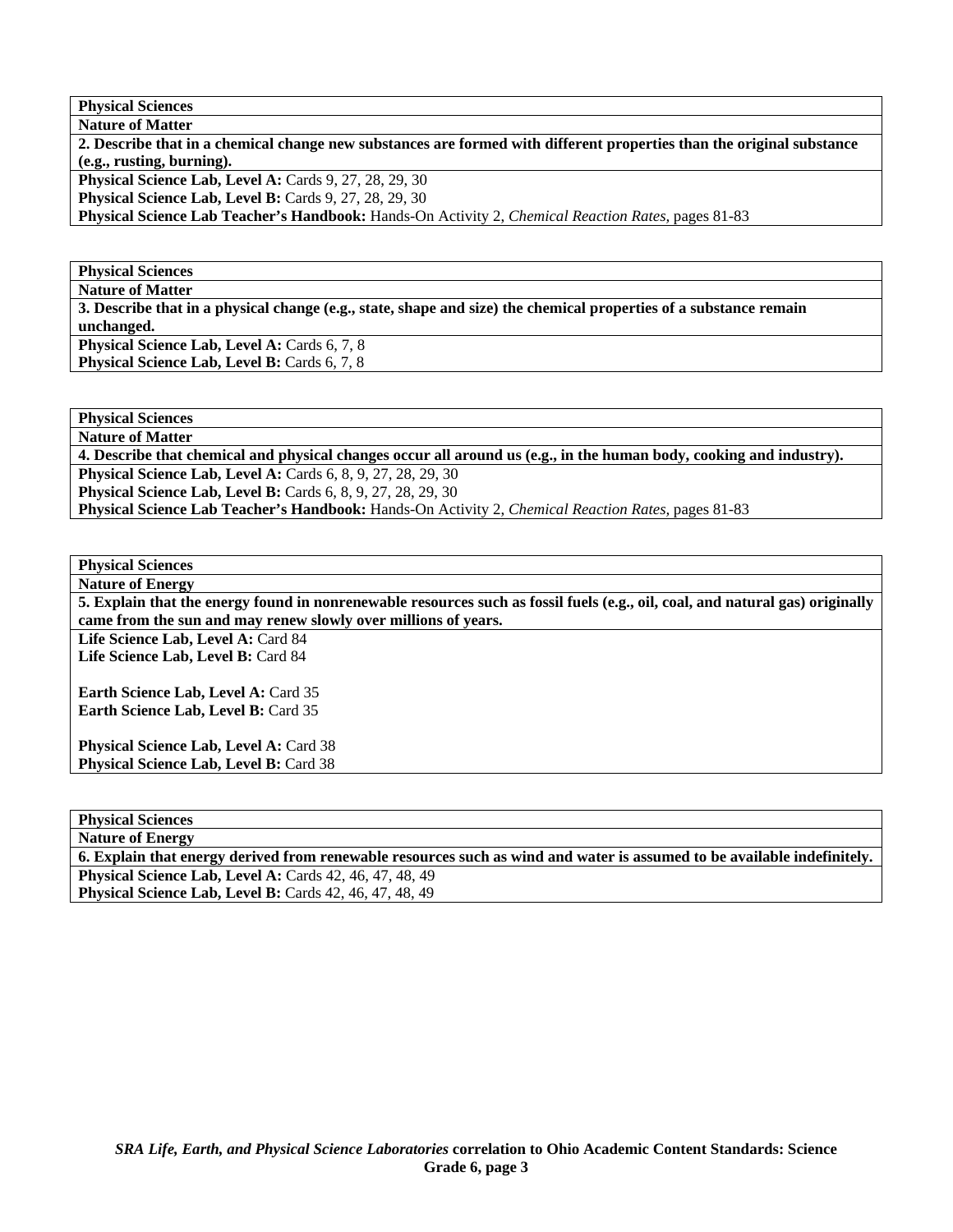**Physical Sciences**

**Nature of Matter**

**2. Describe that in a chemical change new substances are formed with different properties than the original substance (e.g., rusting, burning).**

**Physical Science Lab, Level A:** Cards 9, 27, 28, 29, 30
**Physical Science Lab, Level B:** Cards 9, 27, 28, 29, 30
**Physical Science Lab Teacher's Handbook:** Hands-On Activity 2, *Chemical Reaction Rates,* pages 81-83

**Physical Sciences**

**Nature of Matter**

**3. Describe that in a physical change (e.g., state, shape and size) the chemical properties of a substance remain unchanged.**

**Physical Science Lab, Level A:** Cards 6, 7, 8
**Physical Science Lab, Level B:** Cards 6, 7, 8

**Physical Sciences**

**Nature of Matter**

**4. Describe that chemical and physical changes occur all around us (e.g., in the human body, cooking and industry).**

**Physical Science Lab, Level A:** Cards 6, 8, 9, 27, 28, 29, 30
**Physical Science Lab, Level B:** Cards 6, 8, 9, 27, 28, 29, 30
**Physical Science Lab Teacher's Handbook:** Hands-On Activity 2, *Chemical Reaction Rates,* pages 81-83

**Physical Sciences**

**Nature of Energy**

**5. Explain that the energy found in nonrenewable resources such as fossil fuels (e.g., oil, coal, and natural gas) originally came from the sun and may renew slowly over millions of years.**

**Life Science Lab, Level A:** Card 84
**Life Science Lab, Level B:** Card 84

**Earth Science Lab, Level A:** Card 35
**Earth Science Lab, Level B:** Card 35

**Physical Science Lab, Level A:** Card 38
**Physical Science Lab, Level B:** Card 38

**Physical Sciences**

**Nature of Energy**

**6. Explain that energy derived from renewable resources such as wind and water is assumed to be available indefinitely.**

**Physical Science Lab, Level A:** Cards 42, 46, 47, 48, 49
**Physical Science Lab, Level B:** Cards 42, 46, 47, 48, 49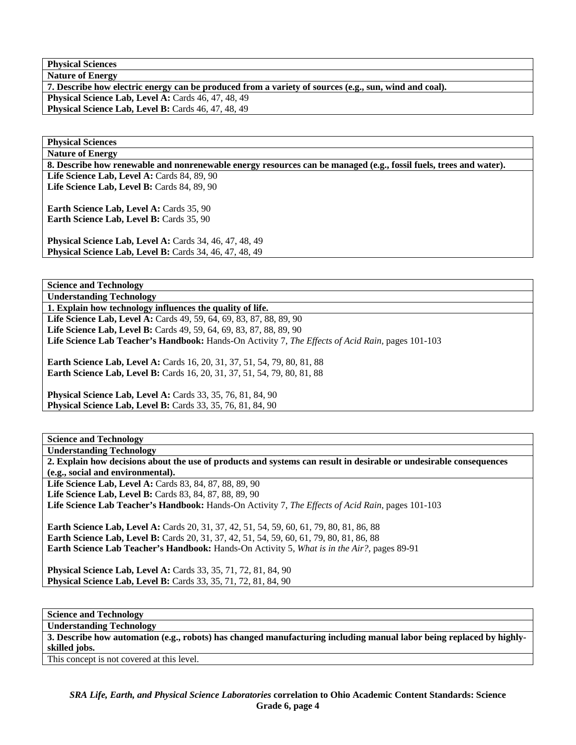**Physical Sciences**

**Nature of Energy**

**7. Describe how electric energy can be produced from a variety of sources (e.g., sun, wind and coal).**

**Physical Science Lab, Level A:** Cards 46, 47, 48, 49
**Physical Science Lab, Level B:** Cards 46, 47, 48, 49

**Physical Sciences**

**Nature of Energy**

**8. Describe how renewable and nonrenewable energy resources can be managed (e.g., fossil fuels, trees and water).**

**Life Science Lab, Level A:** Cards 84, 89, 90
**Life Science Lab, Level B:** Cards 84, 89, 90

**Earth Science Lab, Level A:** Cards 35, 90
**Earth Science Lab, Level B:** Cards 35, 90

**Physical Science Lab, Level A:** Cards 34, 46, 47, 48, 49
**Physical Science Lab, Level B:** Cards 34, 46, 47, 48, 49

**Science and Technology**

**Understanding Technology**

**1. Explain how technology influences the quality of life.**

**Life Science Lab, Level A:** Cards 49, 59, 64, 69, 83, 87, 88, 89, 90
**Life Science Lab, Level B:** Cards 49, 59, 64, 69, 83, 87, 88, 89, 90
**Life Science Lab Teacher's Handbook:** Hands-On Activity 7, *The Effects of Acid Rain,* pages 101-103

**Earth Science Lab, Level A:** Cards 16, 20, 31, 37, 51, 54, 79, 80, 81, 88
**Earth Science Lab, Level B:** Cards 16, 20, 31, 37, 51, 54, 79, 80, 81, 88

**Physical Science Lab, Level A:** Cards 33, 35, 76, 81, 84, 90
**Physical Science Lab, Level B:** Cards 33, 35, 76, 81, 84, 90

**Science and Technology**

**Understanding Technology**

**2. Explain how decisions about the use of products and systems can result in desirable or undesirable consequences (e.g., social and environmental).**

**Life Science Lab, Level A:** Cards 83, 84, 87, 88, 89, 90
**Life Science Lab, Level B:** Cards 83, 84, 87, 88, 89, 90
**Life Science Lab Teacher's Handbook:** Hands-On Activity 7, *The Effects of Acid Rain,* pages 101-103

**Earth Science Lab, Level A:** Cards 20, 31, 37, 42, 51, 54, 59, 60, 61, 79, 80, 81, 86, 88
**Earth Science Lab, Level B:** Cards 20, 31, 37, 42, 51, 54, 59, 60, 61, 79, 80, 81, 86, 88
**Earth Science Lab Teacher's Handbook:** Hands-On Activity 5, *What is in the Air?,* pages 89-91

**Physical Science Lab, Level A:** Cards 33, 35, 71, 72, 81, 84, 90
**Physical Science Lab, Level B:** Cards 33, 35, 71, 72, 81, 84, 90

**Science and Technology**

**Understanding Technology**

**3. Describe how automation (e.g., robots) has changed manufacturing including manual labor being replaced by highly-skilled jobs.**

This concept is not covered at this level.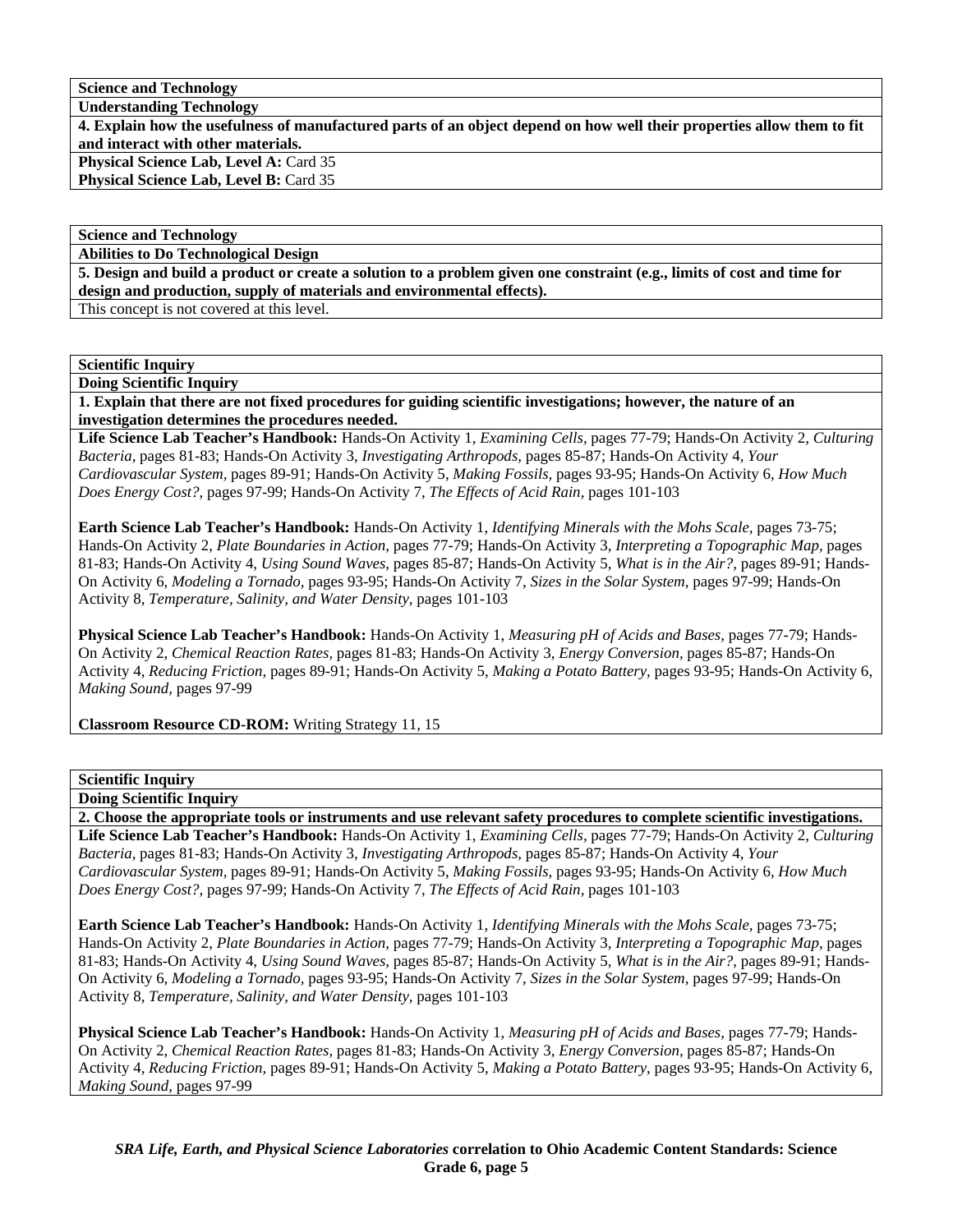**Science and Technology**

**Understanding Technology**

**4. Explain how the usefulness of manufactured parts of an object depend on how well their properties allow them to fit and interact with other materials.**

**Physical Science Lab, Level A:** Card 35
**Physical Science Lab, Level B:** Card 35

**Science and Technology**

**Abilities to Do Technological Design**

**5. Design and build a product or create a solution to a problem given one constraint (e.g., limits of cost and time for design and production, supply of materials and environmental effects).**

This concept is not covered at this level.

**Scientific Inquiry**

**Doing Scientific Inquiry**

**1. Explain that there are not fixed procedures for guiding scientific investigations; however, the nature of an investigation determines the procedures needed.**

**Life Science Lab Teacher's Handbook:** Hands-On Activity 1, *Examining Cells,* pages 77-79; Hands-On Activity 2, *Culturing Bacteria,* pages 81-83; Hands-On Activity 3, *Investigating Arthropods,* pages 85-87; Hands-On Activity 4, *Your Cardiovascular System,* pages 89-91; Hands-On Activity 5, *Making Fossils,* pages 93-95; Hands-On Activity 6, *How Much Does Energy Cost?,* pages 97-99; Hands-On Activity 7, *The Effects of Acid Rain,* pages 101-103

**Earth Science Lab Teacher's Handbook:** Hands-On Activity 1, *Identifying Minerals with the Mohs Scale,* pages 73-75; Hands-On Activity 2, *Plate Boundaries in Action,* pages 77-79; Hands-On Activity 3, *Interpreting a Topographic Map,* pages 81-83; Hands-On Activity 4, *Using Sound Waves,* pages 85-87; Hands-On Activity 5, *What is in the Air?,* pages 89-91; Hands-On Activity 6, *Modeling a Tornado,* pages 93-95; Hands-On Activity 7, *Sizes in the Solar System,* pages 97-99; Hands-On Activity 8, *Temperature, Salinity, and Water Density,* pages 101-103

**Physical Science Lab Teacher's Handbook:** Hands-On Activity 1, *Measuring pH of Acids and Bases,* pages 77-79; Hands-On Activity 2, *Chemical Reaction Rates,* pages 81-83; Hands-On Activity 3, *Energy Conversion,* pages 85-87; Hands-On Activity 4, *Reducing Friction,* pages 89-91; Hands-On Activity 5, *Making a Potato Battery,* pages 93-95; Hands-On Activity 6, *Making Sound,* pages 97-99

**Classroom Resource CD-ROM:** Writing Strategy 11, 15

**Scientific Inquiry**

**Doing Scientific Inquiry**

**2. Choose the appropriate tools or instruments and use relevant safety procedures to complete scientific investigations.**

**Life Science Lab Teacher's Handbook:** Hands-On Activity 1, *Examining Cells,* pages 77-79; Hands-On Activity 2, *Culturing Bacteria,* pages 81-83; Hands-On Activity 3, *Investigating Arthropods,* pages 85-87; Hands-On Activity 4, *Your Cardiovascular System,* pages 89-91; Hands-On Activity 5, *Making Fossils,* pages 93-95; Hands-On Activity 6, *How Much Does Energy Cost?,* pages 97-99; Hands-On Activity 7, *The Effects of Acid Rain,* pages 101-103

**Earth Science Lab Teacher's Handbook:** Hands-On Activity 1, *Identifying Minerals with the Mohs Scale,* pages 73-75; Hands-On Activity 2, *Plate Boundaries in Action,* pages 77-79; Hands-On Activity 3, *Interpreting a Topographic Map,* pages 81-83; Hands-On Activity 4, *Using Sound Waves,* pages 85-87; Hands-On Activity 5, *What is in the Air?,* pages 89-91; Hands-On Activity 6, *Modeling a Tornado,* pages 93-95; Hands-On Activity 7, *Sizes in the Solar System,* pages 97-99; Hands-On Activity 8, *Temperature, Salinity, and Water Density,* pages 101-103

**Physical Science Lab Teacher's Handbook:** Hands-On Activity 1, *Measuring pH of Acids and Bases,* pages 77-79; Hands-On Activity 2, *Chemical Reaction Rates,* pages 81-83; Hands-On Activity 3, *Energy Conversion,* pages 85-87; Hands-On Activity 4, *Reducing Friction,* pages 89-91; Hands-On Activity 5, *Making a Potato Battery,* pages 93-95; Hands-On Activity 6, *Making Sound,* pages 97-99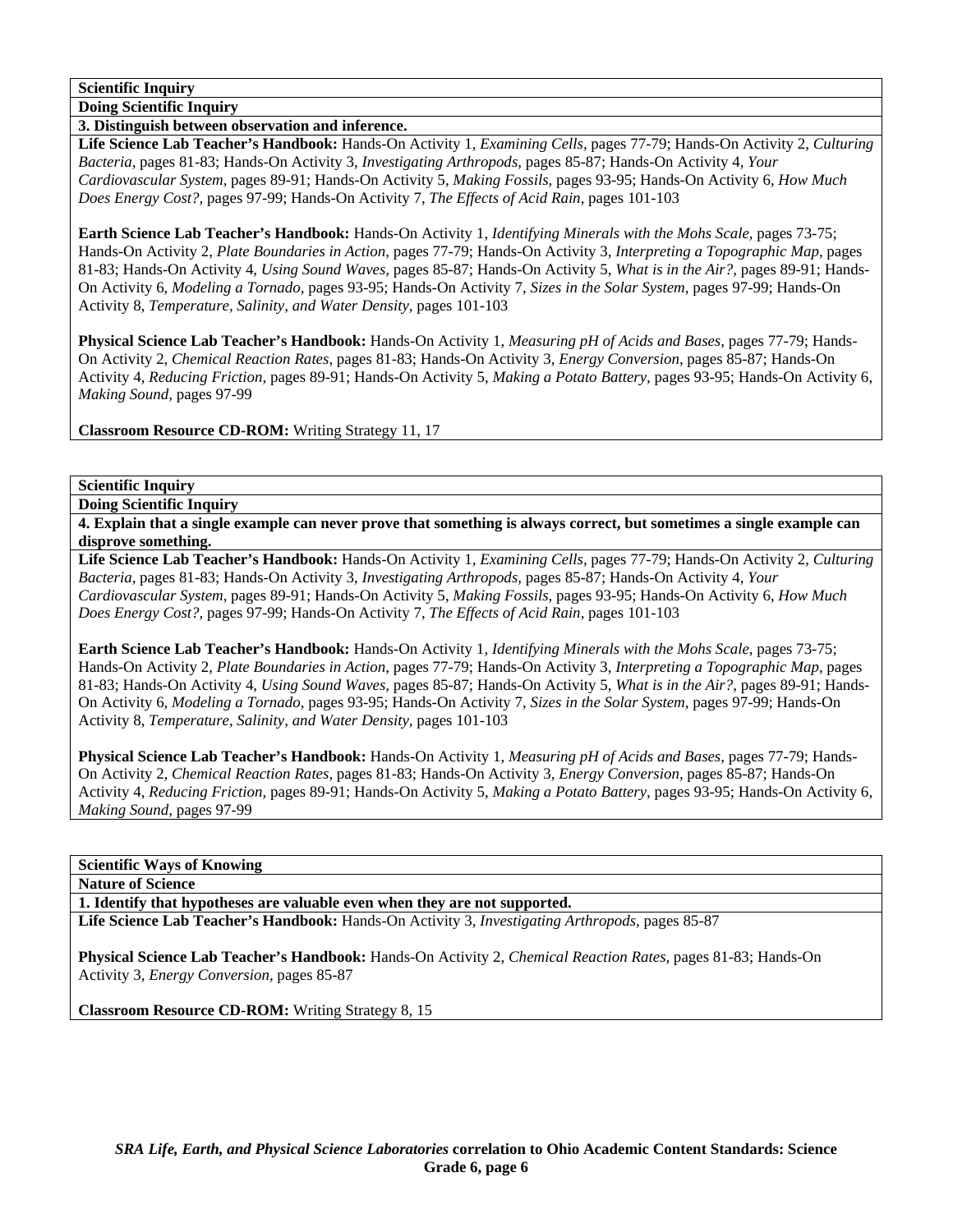**Scientific Inquiry**

**Doing Scientific Inquiry**

**3. Distinguish between observation and inference.**

**Life Science Lab Teacher's Handbook:** Hands-On Activity 1, *Examining Cells,* pages 77-79; Hands-On Activity 2, *Culturing Bacteria,* pages 81-83; Hands-On Activity 3, *Investigating Arthropods,* pages 85-87; Hands-On Activity 4, *Your Cardiovascular System,* pages 89-91; Hands-On Activity 5, *Making Fossils,* pages 93-95; Hands-On Activity 6, *How Much Does Energy Cost?,* pages 97-99; Hands-On Activity 7, *The Effects of Acid Rain,* pages 101-103

**Earth Science Lab Teacher's Handbook:** Hands-On Activity 1, *Identifying Minerals with the Mohs Scale,* pages 73-75; Hands-On Activity 2, *Plate Boundaries in Action,* pages 77-79; Hands-On Activity 3, *Interpreting a Topographic Map,* pages 81-83; Hands-On Activity 4, *Using Sound Waves,* pages 85-87; Hands-On Activity 5, *What is in the Air?,* pages 89-91; Hands-On Activity 6, *Modeling a Tornado,* pages 93-95; Hands-On Activity 7, *Sizes in the Solar System,* pages 97-99; Hands-On Activity 8, *Temperature, Salinity, and Water Density,* pages 101-103

**Physical Science Lab Teacher's Handbook:** Hands-On Activity 1, *Measuring pH of Acids and Bases,* pages 77-79; Hands-On Activity 2, *Chemical Reaction Rates,* pages 81-83; Hands-On Activity 3, *Energy Conversion,* pages 85-87; Hands-On Activity 4, *Reducing Friction,* pages 89-91; Hands-On Activity 5, *Making a Potato Battery,* pages 93-95; Hands-On Activity 6, *Making Sound,* pages 97-99

**Classroom Resource CD-ROM:** Writing Strategy 11, 17

**Scientific Inquiry**

**Doing Scientific Inquiry**

**4. Explain that a single example can never prove that something is always correct, but sometimes a single example can disprove something.**

**Life Science Lab Teacher's Handbook:** Hands-On Activity 1, *Examining Cells,* pages 77-79; Hands-On Activity 2, *Culturing Bacteria,* pages 81-83; Hands-On Activity 3, *Investigating Arthropods,* pages 85-87; Hands-On Activity 4, *Your Cardiovascular System,* pages 89-91; Hands-On Activity 5, *Making Fossils,* pages 93-95; Hands-On Activity 6, *How Much Does Energy Cost?,* pages 97-99; Hands-On Activity 7, *The Effects of Acid Rain,* pages 101-103

**Earth Science Lab Teacher's Handbook:** Hands-On Activity 1, *Identifying Minerals with the Mohs Scale,* pages 73-75; Hands-On Activity 2, *Plate Boundaries in Action,* pages 77-79; Hands-On Activity 3, *Interpreting a Topographic Map,* pages 81-83; Hands-On Activity 4, *Using Sound Waves,* pages 85-87; Hands-On Activity 5, *What is in the Air?,* pages 89-91; Hands-On Activity 6, *Modeling a Tornado,* pages 93-95; Hands-On Activity 7, *Sizes in the Solar System,* pages 97-99; Hands-On Activity 8, *Temperature, Salinity, and Water Density,* pages 101-103

**Physical Science Lab Teacher's Handbook:** Hands-On Activity 1, *Measuring pH of Acids and Bases,* pages 77-79; Hands-On Activity 2, *Chemical Reaction Rates,* pages 81-83; Hands-On Activity 3, *Energy Conversion,* pages 85-87; Hands-On Activity 4, *Reducing Friction,* pages 89-91; Hands-On Activity 5, *Making a Potato Battery,* pages 93-95; Hands-On Activity 6, *Making Sound,* pages 97-99

**Scientific Ways of Knowing**

**Nature of Science**

**1. Identify that hypotheses are valuable even when they are not supported.**

**Life Science Lab Teacher's Handbook:** Hands-On Activity 3, *Investigating Arthropods,* pages 85-87

**Physical Science Lab Teacher's Handbook:** Hands-On Activity 2, *Chemical Reaction Rates,* pages 81-83; Hands-On Activity 3, *Energy Conversion,* pages 85-87

**Classroom Resource CD-ROM:** Writing Strategy 8, 15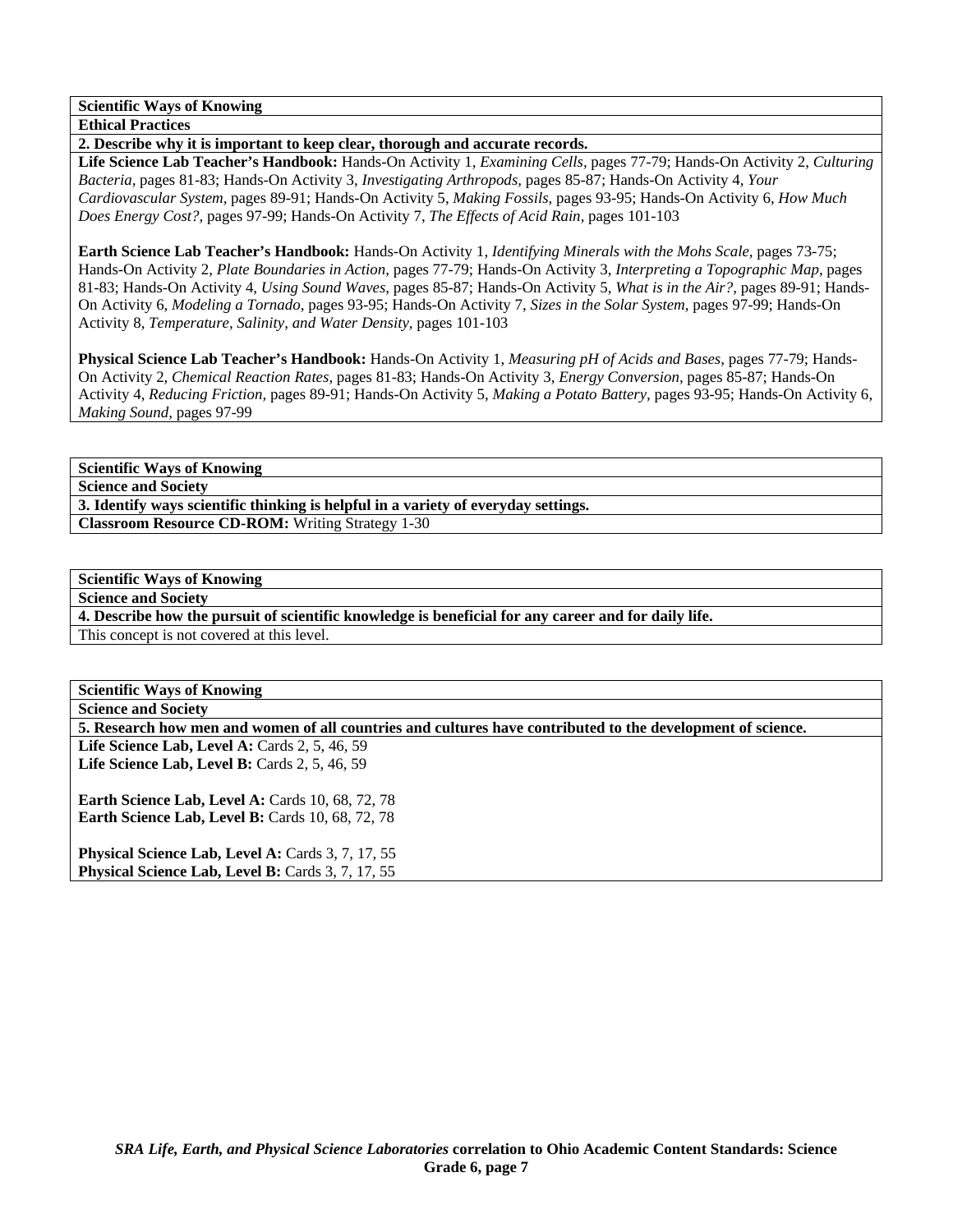**Scientific Ways of Knowing**

**Ethical Practices**

**2. Describe why it is important to keep clear, thorough and accurate records.**

**Life Science Lab Teacher's Handbook:** Hands-On Activity 1, *Examining Cells,* pages 77-79; Hands-On Activity 2, *Culturing Bacteria,* pages 81-83; Hands-On Activity 3, *Investigating Arthropods,* pages 85-87; Hands-On Activity 4, *Your Cardiovascular System,* pages 89-91; Hands-On Activity 5, *Making Fossils,* pages 93-95; Hands-On Activity 6, *How Much Does Energy Cost?,* pages 97-99; Hands-On Activity 7, *The Effects of Acid Rain,* pages 101-103

**Earth Science Lab Teacher's Handbook:** Hands-On Activity 1, *Identifying Minerals with the Mohs Scale,* pages 73-75; Hands-On Activity 2, *Plate Boundaries in Action,* pages 77-79; Hands-On Activity 3, *Interpreting a Topographic Map,* pages 81-83; Hands-On Activity 4, *Using Sound Waves,* pages 85-87; Hands-On Activity 5, *What is in the Air?,* pages 89-91; Hands-On Activity 6, *Modeling a Tornado,* pages 93-95; Hands-On Activity 7, *Sizes in the Solar System,* pages 97-99; Hands-On Activity 8, *Temperature, Salinity, and Water Density,* pages 101-103

**Physical Science Lab Teacher's Handbook:** Hands-On Activity 1, *Measuring pH of Acids and Bases,* pages 77-79; Hands-On Activity 2, *Chemical Reaction Rates,* pages 81-83; Hands-On Activity 3, *Energy Conversion,* pages 85-87; Hands-On Activity 4, *Reducing Friction,* pages 89-91; Hands-On Activity 5, *Making a Potato Battery,* pages 93-95; Hands-On Activity 6, *Making Sound,* pages 97-99

**Scientific Ways of Knowing**

**Science and Society**

**3. Identify ways scientific thinking is helpful in a variety of everyday settings.**

**Classroom Resource CD-ROM:** Writing Strategy 1-30

**Scientific Ways of Knowing**

**Science and Society**

**4. Describe how the pursuit of scientific knowledge is beneficial for any career and for daily life.**

This concept is not covered at this level.

**Scientific Ways of Knowing**

**Science and Society**

**5. Research how men and women of all countries and cultures have contributed to the development of science.**

**Life Science Lab, Level A:** Cards 2, 5, 46, 59
**Life Science Lab, Level B:** Cards 2, 5, 46, 59

**Earth Science Lab, Level A:** Cards 10, 68, 72, 78
**Earth Science Lab, Level B:** Cards 10, 68, 72, 78

**Physical Science Lab, Level A:** Cards 3, 7, 17, 55
**Physical Science Lab, Level B:** Cards 3, 7, 17, 55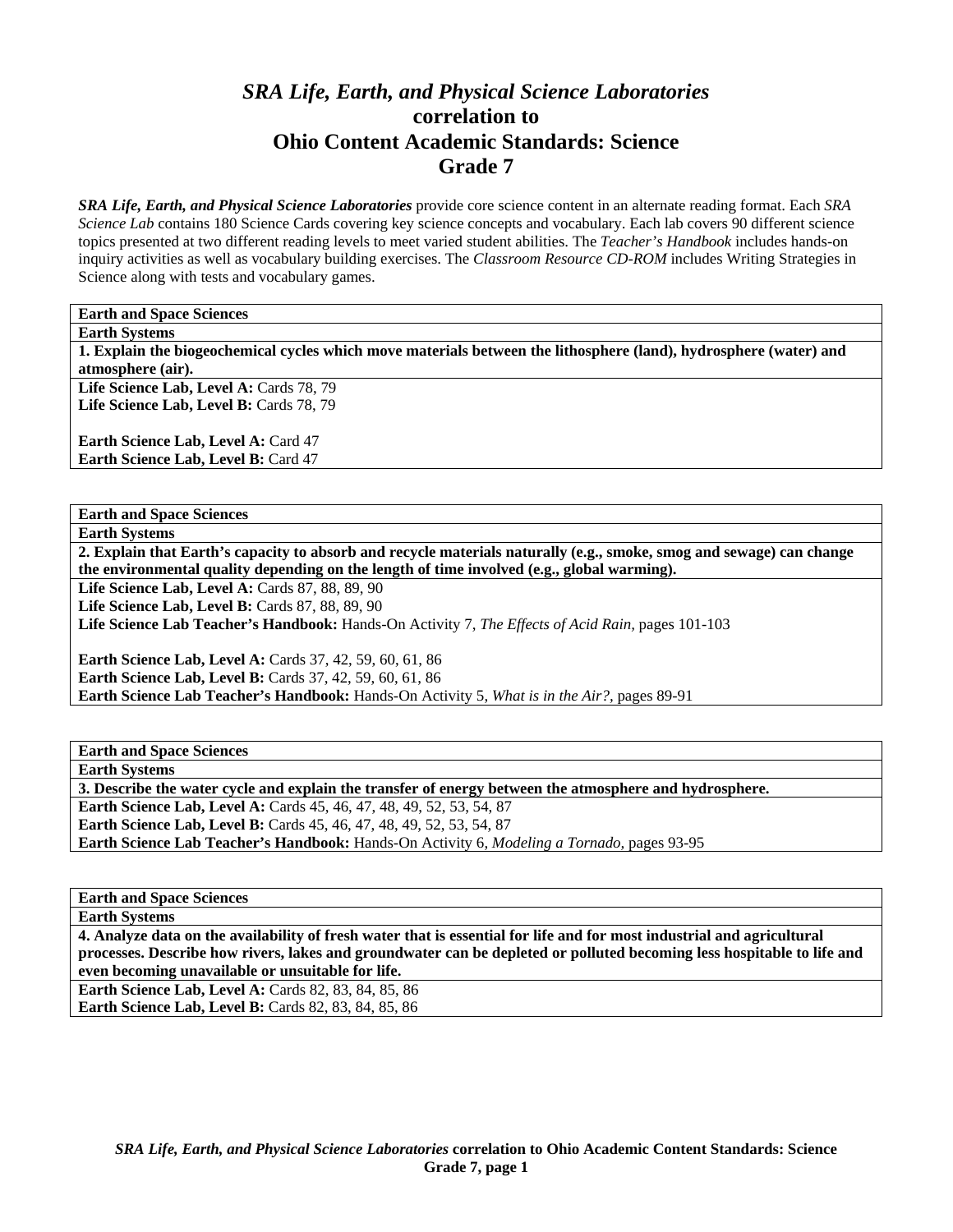# *SRA Life, Earth, and Physical Science Laboratories*
# correlation to
# Ohio Content Academic Standards: Science
# Grade 7

***SRA Life, Earth, and Physical Science Laboratories*** provide core science content in an alternate reading format. Each *SRA Science Lab* contains 180 Science Cards covering key science concepts and vocabulary. Each lab covers 90 different science topics presented at two different reading levels to meet varied student abilities. The *Teacher's Handbook* includes hands-on inquiry activities as well as vocabulary building exercises. The *Classroom Resource CD-ROM* includes Writing Strategies in Science along with tests and vocabulary games.

| **Earth and Space Sciences** |
|---|
| **Earth Systems** |
| **1. Explain the biogeochemical cycles which move materials between the lithosphere (land), hydrosphere (water) and atmosphere (air).** |
| **Life Science Lab, Level A:** Cards 78, 79<br>**Life Science Lab, Level B:** Cards 78, 79<br><br>**Earth Science Lab, Level A:** Card 47<br>**Earth Science Lab, Level B:** Card 47 |

| **Earth and Space Sciences** |
|---|
| **Earth Systems** |
| **2. Explain that Earth's capacity to absorb and recycle materials naturally (e.g., smoke, smog and sewage) can change the environmental quality depending on the length of time involved (e.g., global warming).** |
| **Life Science Lab, Level A:** Cards 87, 88, 89, 90<br>**Life Science Lab, Level B:** Cards 87, 88, 89, 90<br>**Life Science Lab Teacher's Handbook:** Hands-On Activity 7, *The Effects of Acid Rain*, pages 101-103<br><br>**Earth Science Lab, Level A:** Cards 37, 42, 59, 60, 61, 86<br>**Earth Science Lab, Level B:** Cards 37, 42, 59, 60, 61, 86<br>**Earth Science Lab Teacher's Handbook:** Hands-On Activity 5, *What is in the Air?*, pages 89-91 |

| **Earth and Space Sciences** |
|---|
| **Earth Systems** |
| **3. Describe the water cycle and explain the transfer of energy between the atmosphere and hydrosphere.** |
| **Earth Science Lab, Level A:** Cards 45, 46, 47, 48, 49, 52, 53, 54, 87<br>**Earth Science Lab, Level B:** Cards 45, 46, 47, 48, 49, 52, 53, 54, 87<br>**Earth Science Lab Teacher's Handbook:** Hands-On Activity 6, *Modeling a Tornado*, pages 93-95 |

| **Earth and Space Sciences** |
|---|
| **Earth Systems** |
| **4. Analyze data on the availability of fresh water that is essential for life and for most industrial and agricultural processes. Describe how rivers, lakes and groundwater can be depleted or polluted becoming less hospitable to life and even becoming unavailable or unsuitable for life.** |
| **Earth Science Lab, Level A:** Cards 82, 83, 84, 85, 86<br>**Earth Science Lab, Level B:** Cards 82, 83, 84, 85, 86 |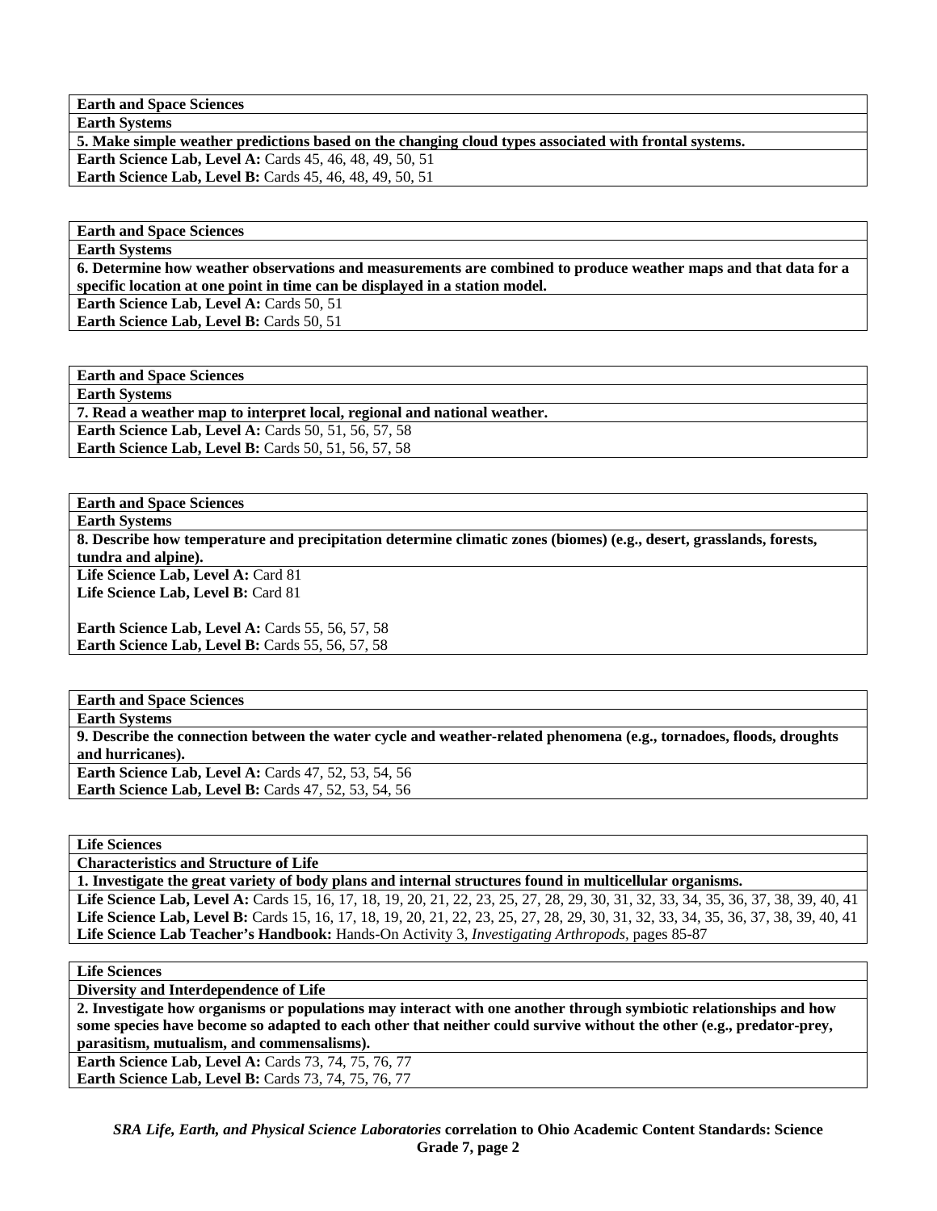**Earth and Space Sciences**

**Earth Systems**

**5. Make simple weather predictions based on the changing cloud types associated with frontal systems.**

**Earth Science Lab, Level A:** Cards 45, 46, 48, 49, 50, 51
**Earth Science Lab, Level B:** Cards 45, 46, 48, 49, 50, 51

**Earth and Space Sciences**

**Earth Systems**

**6. Determine how weather observations and measurements are combined to produce weather maps and that data for a specific location at one point in time can be displayed in a station model.**

**Earth Science Lab, Level A:** Cards 50, 51
**Earth Science Lab, Level B:** Cards 50, 51

**Earth and Space Sciences**

**Earth Systems**

**7. Read a weather map to interpret local, regional and national weather.**

**Earth Science Lab, Level A:** Cards 50, 51, 56, 57, 58
**Earth Science Lab, Level B:** Cards 50, 51, 56, 57, 58

**Earth and Space Sciences**

**Earth Systems**

**8. Describe how temperature and precipitation determine climatic zones (biomes) (e.g., desert, grasslands, forests, tundra and alpine).**

**Life Science Lab, Level A:** Card 81
**Life Science Lab, Level B:** Card 81

**Earth Science Lab, Level A:** Cards 55, 56, 57, 58
**Earth Science Lab, Level B:** Cards 55, 56, 57, 58

**Earth and Space Sciences**

**Earth Systems**

**9. Describe the connection between the water cycle and weather-related phenomena (e.g., tornadoes, floods, droughts and hurricanes).**

**Earth Science Lab, Level A:** Cards 47, 52, 53, 54, 56
**Earth Science Lab, Level B:** Cards 47, 52, 53, 54, 56

**Life Sciences**

**Characteristics and Structure of Life**

**1. Investigate the great variety of body plans and internal structures found in multicellular organisms.**

**Life Science Lab, Level A:** Cards 15, 16, 17, 18, 19, 20, 21, 22, 23, 25, 27, 28, 29, 30, 31, 32, 33, 34, 35, 36, 37, 38, 39, 40, 41
**Life Science Lab, Level B:** Cards 15, 16, 17, 18, 19, 20, 21, 22, 23, 25, 27, 28, 29, 30, 31, 32, 33, 34, 35, 36, 37, 38, 39, 40, 41
**Life Science Lab Teacher's Handbook:** Hands-On Activity 3, *Investigating Arthropods,* pages 85-87

**Life Sciences**

**Diversity and Interdependence of Life**

**2. Investigate how organisms or populations may interact with one another through symbiotic relationships and how some species have become so adapted to each other that neither could survive without the other (e.g., predator-prey, parasitism, mutualism, and commensalisms).**

**Earth Science Lab, Level A:** Cards 73, 74, 75, 76, 77
**Earth Science Lab, Level B:** Cards 73, 74, 75, 76, 77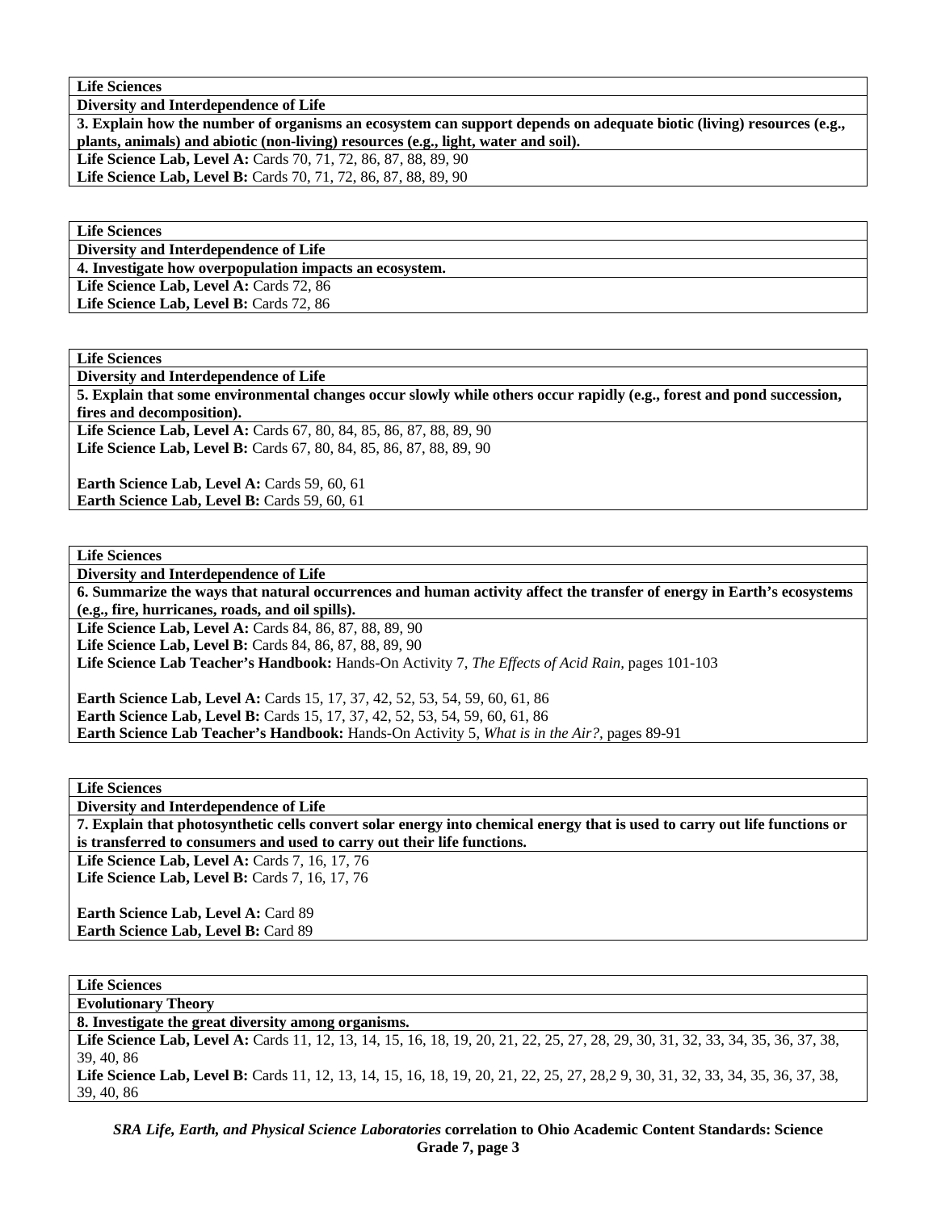**Life Sciences**

**Diversity and Interdependence of Life**

**3. Explain how the number of organisms an ecosystem can support depends on adequate biotic (living) resources (e.g., plants, animals) and abiotic (non-living) resources (e.g., light, water and soil).**

**Life Science Lab, Level A:** Cards 70, 71, 72, 86, 87, 88, 89, 90
**Life Science Lab, Level B:** Cards 70, 71, 72, 86, 87, 88, 89, 90

**Life Sciences**

**Diversity and Interdependence of Life**

**4. Investigate how overpopulation impacts an ecosystem.**

**Life Science Lab, Level A:** Cards 72, 86
**Life Science Lab, Level B:** Cards 72, 86

**Life Sciences**

**Diversity and Interdependence of Life**

**5. Explain that some environmental changes occur slowly while others occur rapidly (e.g., forest and pond succession, fires and decomposition).**

**Life Science Lab, Level A:** Cards 67, 80, 84, 85, 86, 87, 88, 89, 90
**Life Science Lab, Level B:** Cards 67, 80, 84, 85, 86, 87, 88, 89, 90

**Earth Science Lab, Level A:** Cards 59, 60, 61
**Earth Science Lab, Level B:** Cards 59, 60, 61

**Life Sciences**

**Diversity and Interdependence of Life**

**6. Summarize the ways that natural occurrences and human activity affect the transfer of energy in Earth's ecosystems (e.g., fire, hurricanes, roads, and oil spills).**

**Life Science Lab, Level A:** Cards 84, 86, 87, 88, 89, 90
**Life Science Lab, Level B:** Cards 84, 86, 87, 88, 89, 90
**Life Science Lab Teacher's Handbook:** Hands-On Activity 7, *The Effects of Acid Rain,* pages 101-103

**Earth Science Lab, Level A:** Cards 15, 17, 37, 42, 52, 53, 54, 59, 60, 61, 86
**Earth Science Lab, Level B:** Cards 15, 17, 37, 42, 52, 53, 54, 59, 60, 61, 86
**Earth Science Lab Teacher's Handbook:** Hands-On Activity 5, *What is in the Air?,* pages 89-91

**Life Sciences**

**Diversity and Interdependence of Life**

**7. Explain that photosynthetic cells convert solar energy into chemical energy that is used to carry out life functions or is transferred to consumers and used to carry out their life functions.**

**Life Science Lab, Level A:** Cards 7, 16, 17, 76
**Life Science Lab, Level B:** Cards 7, 16, 17, 76

**Earth Science Lab, Level A:** Card 89
**Earth Science Lab, Level B:** Card 89

**Life Sciences**

**Evolutionary Theory**

**8. Investigate the great diversity among organisms.**

**Life Science Lab, Level A:** Cards 11, 12, 13, 14, 15, 16, 18, 19, 20, 21, 22, 25, 27, 28, 29, 30, 31, 32, 33, 34, 35, 36, 37, 38, 39, 40, 86
**Life Science Lab, Level B:** Cards 11, 12, 13, 14, 15, 16, 18, 19, 20, 21, 22, 25, 27, 28,2 9, 30, 31, 32, 33, 34, 35, 36, 37, 38, 39, 40, 86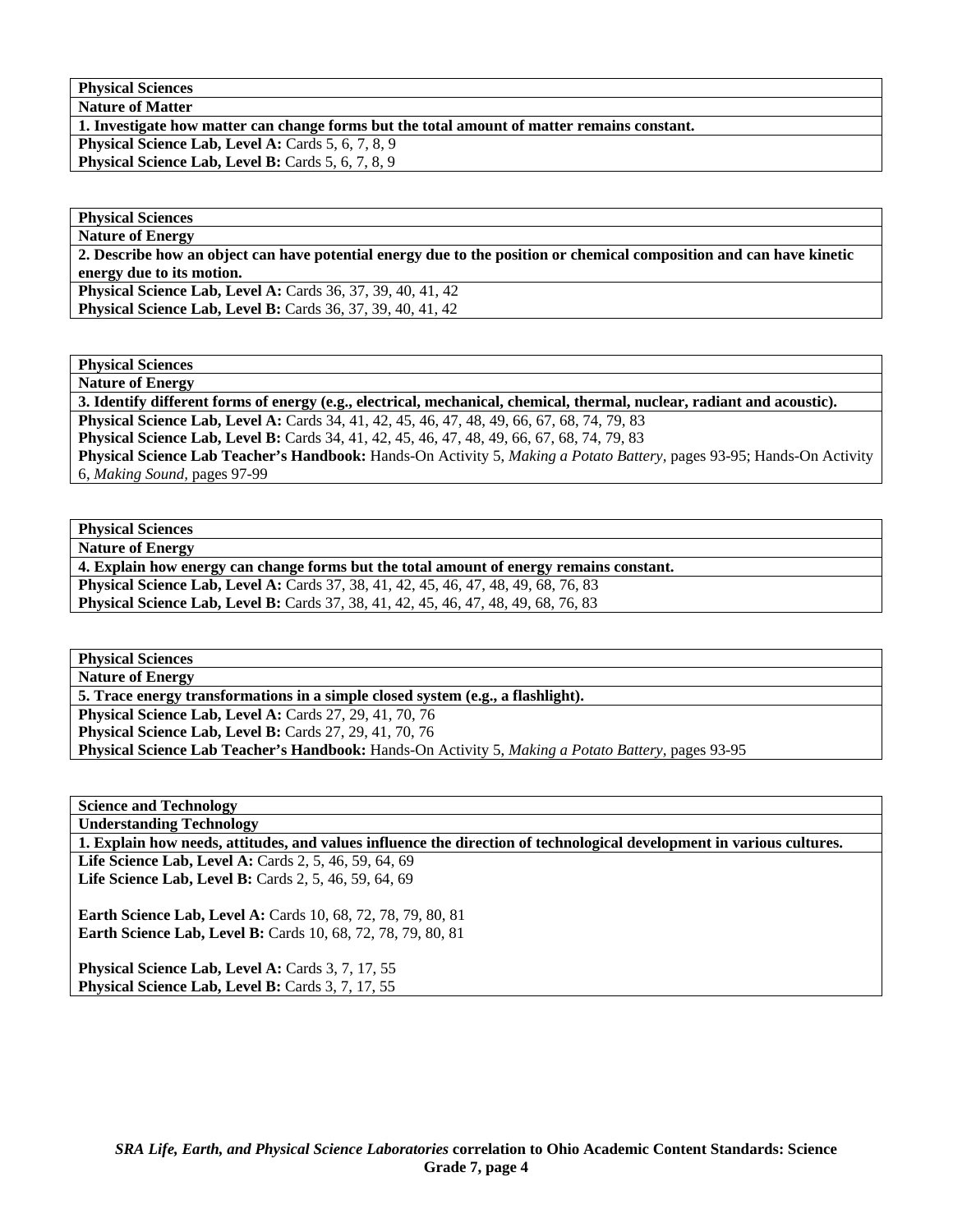**Physical Sciences**

**Nature of Matter**

**1. Investigate how matter can change forms but the total amount of matter remains constant.**

**Physical Science Lab, Level A:** Cards 5, 6, 7, 8, 9
**Physical Science Lab, Level B:** Cards 5, 6, 7, 8, 9

**Physical Sciences**

**Nature of Energy**

**2. Describe how an object can have potential energy due to the position or chemical composition and can have kinetic energy due to its motion.**

**Physical Science Lab, Level A:** Cards 36, 37, 39, 40, 41, 42
**Physical Science Lab, Level B:** Cards 36, 37, 39, 40, 41, 42

**Physical Sciences**

**Nature of Energy**

**3. Identify different forms of energy (e.g., electrical, mechanical, chemical, thermal, nuclear, radiant and acoustic).**

**Physical Science Lab, Level A:** Cards 34, 41, 42, 45, 46, 47, 48, 49, 66, 67, 68, 74, 79, 83
**Physical Science Lab, Level B:** Cards 34, 41, 42, 45, 46, 47, 48, 49, 66, 67, 68, 74, 79, 83
**Physical Science Lab Teacher's Handbook:** Hands-On Activity 5, *Making a Potato Battery*, pages 93-95; Hands-On Activity 6, *Making Sound*, pages 97-99

**Physical Sciences**

**Nature of Energy**

**4. Explain how energy can change forms but the total amount of energy remains constant.**

**Physical Science Lab, Level A:** Cards 37, 38, 41, 42, 45, 46, 47, 48, 49, 68, 76, 83
**Physical Science Lab, Level B:** Cards 37, 38, 41, 42, 45, 46, 47, 48, 49, 68, 76, 83

**Physical Sciences**

**Nature of Energy**

**5. Trace energy transformations in a simple closed system (e.g., a flashlight).**

**Physical Science Lab, Level A:** Cards 27, 29, 41, 70, 76
**Physical Science Lab, Level B:** Cards 27, 29, 41, 70, 76
**Physical Science Lab Teacher's Handbook:** Hands-On Activity 5, *Making a Potato Battery*, pages 93-95

**Science and Technology**

**Understanding Technology**

**1. Explain how needs, attitudes, and values influence the direction of technological development in various cultures.**

**Life Science Lab, Level A:** Cards 2, 5, 46, 59, 64, 69
**Life Science Lab, Level B:** Cards 2, 5, 46, 59, 64, 69

**Earth Science Lab, Level A:** Cards 10, 68, 72, 78, 79, 80, 81
**Earth Science Lab, Level B:** Cards 10, 68, 72, 78, 79, 80, 81

**Physical Science Lab, Level A:** Cards 3, 7, 17, 55
**Physical Science Lab, Level B:** Cards 3, 7, 17, 55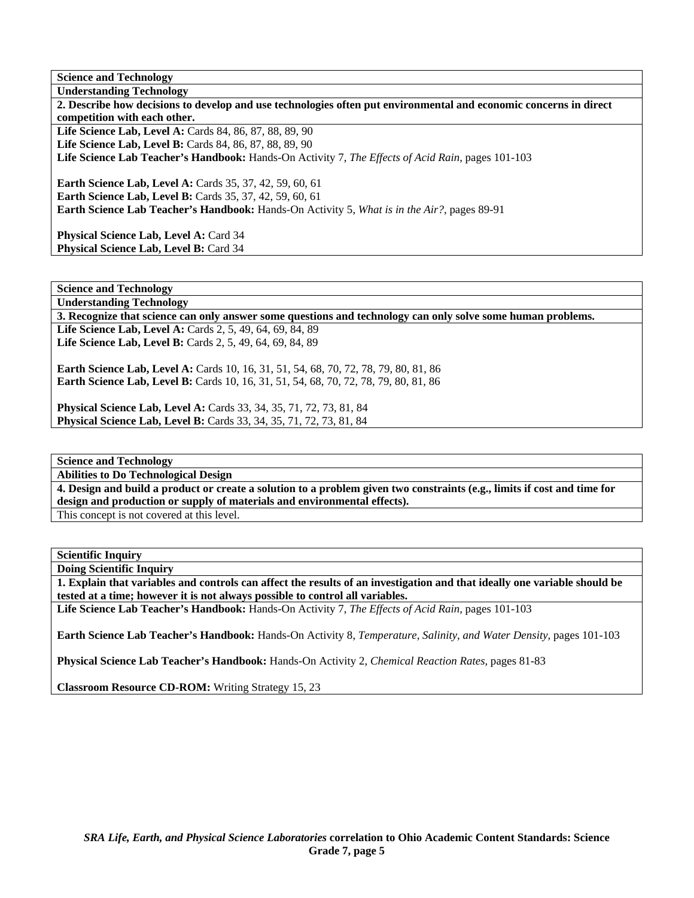| Science and Technology |
|---|
| **Understanding Technology** |
| **2. Describe how decisions to develop and use technologies often put environmental and economic concerns in direct competition with each other.** |
| **Life Science Lab, Level A:** Cards 84, 86, 87, 88, 89, 90<br>**Life Science Lab, Level B:** Cards 84, 86, 87, 88, 89, 90<br>**Life Science Lab Teacher's Handbook:** Hands-On Activity 7, *The Effects of Acid Rain,* pages 101-103<br><br>**Earth Science Lab, Level A:** Cards 35, 37, 42, 59, 60, 61<br>**Earth Science Lab, Level B:** Cards 35, 37, 42, 59, 60, 61<br>**Earth Science Lab Teacher's Handbook:** Hands-On Activity 5, *What is in the Air?,* pages 89-91<br><br>**Physical Science Lab, Level A:** Card 34<br>**Physical Science Lab, Level B:** Card 34 |

| Science and Technology |
|---|
| **Understanding Technology** |
| **3. Recognize that science can only answer some questions and technology can only solve some human problems.** |
| **Life Science Lab, Level A:** Cards 2, 5, 49, 64, 69, 84, 89<br>**Life Science Lab, Level B:** Cards 2, 5, 49, 64, 69, 84, 89<br><br>**Earth Science Lab, Level A:** Cards 10, 16, 31, 51, 54, 68, 70, 72, 78, 79, 80, 81, 86<br>**Earth Science Lab, Level B:** Cards 10, 16, 31, 51, 54, 68, 70, 72, 78, 79, 80, 81, 86<br><br>**Physical Science Lab, Level A:** Cards 33, 34, 35, 71, 72, 73, 81, 84<br>**Physical Science Lab, Level B:** Cards 33, 34, 35, 71, 72, 73, 81, 84 |

| Science and Technology |
|---|
| **Abilities to Do Technological Design** |
| **4. Design and build a product or create a solution to a problem given two constraints (e.g., limits if cost and time for design and production or supply of materials and environmental effects).** |
| This concept is not covered at this level. |

| Scientific Inquiry |
|---|
| **Doing Scientific Inquiry** |
| **1. Explain that variables and controls can affect the results of an investigation and that ideally one variable should be tested at a time; however it is not always possible to control all variables.** |
| **Life Science Lab Teacher's Handbook:** Hands-On Activity 7, *The Effects of Acid Rain,* pages 101-103<br><br>**Earth Science Lab Teacher's Handbook:** Hands-On Activity 8, *Temperature, Salinity, and Water Density,* pages 101-103<br><br>**Physical Science Lab Teacher's Handbook:** Hands-On Activity 2, *Chemical Reaction Rates,* pages 81-83<br><br>**Classroom Resource CD-ROM:** Writing Strategy 15, 23 |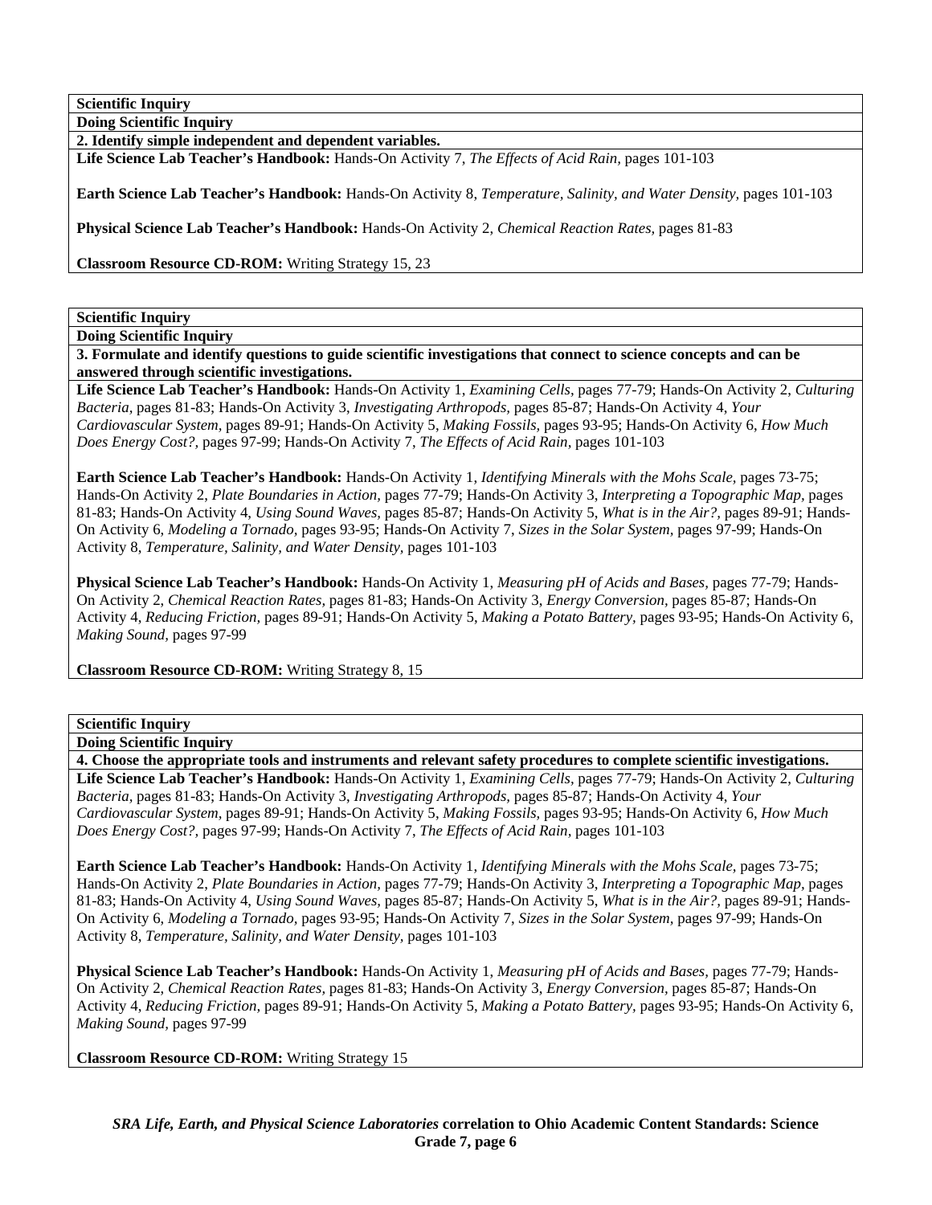**Scientific Inquiry**

**Doing Scientific Inquiry**

**2. Identify simple independent and dependent variables.**

**Life Science Lab Teacher's Handbook:** Hands-On Activity 7, *The Effects of Acid Rain,* pages 101-103

**Earth Science Lab Teacher's Handbook:** Hands-On Activity 8, *Temperature, Salinity, and Water Density,* pages 101-103

**Physical Science Lab Teacher's Handbook:** Hands-On Activity 2, *Chemical Reaction Rates,* pages 81-83

**Classroom Resource CD-ROM:** Writing Strategy 15, 23

**Scientific Inquiry**

**Doing Scientific Inquiry**

**3. Formulate and identify questions to guide scientific investigations that connect to science concepts and can be answered through scientific investigations.**

**Life Science Lab Teacher's Handbook:** Hands-On Activity 1, *Examining Cells,* pages 77-79; Hands-On Activity 2, *Culturing Bacteria,* pages 81-83; Hands-On Activity 3, *Investigating Arthropods,* pages 85-87; Hands-On Activity 4, *Your Cardiovascular System,* pages 89-91; Hands-On Activity 5, *Making Fossils,* pages 93-95; Hands-On Activity 6, *How Much Does Energy Cost?,* pages 97-99; Hands-On Activity 7, *The Effects of Acid Rain,* pages 101-103

**Earth Science Lab Teacher's Handbook:** Hands-On Activity 1, *Identifying Minerals with the Mohs Scale,* pages 73-75; Hands-On Activity 2, *Plate Boundaries in Action,* pages 77-79; Hands-On Activity 3, *Interpreting a Topographic Map,* pages 81-83; Hands-On Activity 4, *Using Sound Waves,* pages 85-87; Hands-On Activity 5, *What is in the Air?,* pages 89-91; Hands-On Activity 6, *Modeling a Tornado,* pages 93-95; Hands-On Activity 7, *Sizes in the Solar System,* pages 97-99; Hands-On Activity 8, *Temperature, Salinity, and Water Density,* pages 101-103

**Physical Science Lab Teacher's Handbook:** Hands-On Activity 1, *Measuring pH of Acids and Bases,* pages 77-79; Hands-On Activity 2, *Chemical Reaction Rates,* pages 81-83; Hands-On Activity 3, *Energy Conversion,* pages 85-87; Hands-On Activity 4, *Reducing Friction,* pages 89-91; Hands-On Activity 5, *Making a Potato Battery,* pages 93-95; Hands-On Activity 6, *Making Sound,* pages 97-99

**Classroom Resource CD-ROM:** Writing Strategy 8, 15

**Scientific Inquiry**

**Doing Scientific Inquiry**

**4. Choose the appropriate tools and instruments and relevant safety procedures to complete scientific investigations.**

**Life Science Lab Teacher's Handbook:** Hands-On Activity 1, *Examining Cells,* pages 77-79; Hands-On Activity 2, *Culturing Bacteria,* pages 81-83; Hands-On Activity 3, *Investigating Arthropods,* pages 85-87; Hands-On Activity 4, *Your Cardiovascular System,* pages 89-91; Hands-On Activity 5, *Making Fossils,* pages 93-95; Hands-On Activity 6, *How Much Does Energy Cost?,* pages 97-99; Hands-On Activity 7, *The Effects of Acid Rain,* pages 101-103

**Earth Science Lab Teacher's Handbook:** Hands-On Activity 1, *Identifying Minerals with the Mohs Scale,* pages 73-75; Hands-On Activity 2, *Plate Boundaries in Action,* pages 77-79; Hands-On Activity 3, *Interpreting a Topographic Map,* pages 81-83; Hands-On Activity 4, *Using Sound Waves,* pages 85-87; Hands-On Activity 5, *What is in the Air?,* pages 89-91; Hands-On Activity 6, *Modeling a Tornado,* pages 93-95; Hands-On Activity 7, *Sizes in the Solar System,* pages 97-99; Hands-On Activity 8, *Temperature, Salinity, and Water Density,* pages 101-103

**Physical Science Lab Teacher's Handbook:** Hands-On Activity 1, *Measuring pH of Acids and Bases,* pages 77-79; Hands-On Activity 2, *Chemical Reaction Rates,* pages 81-83; Hands-On Activity 3, *Energy Conversion,* pages 85-87; Hands-On Activity 4, *Reducing Friction,* pages 89-91; Hands-On Activity 5, *Making a Potato Battery,* pages 93-95; Hands-On Activity 6, *Making Sound,* pages 97-99

**Classroom Resource CD-ROM:** Writing Strategy 15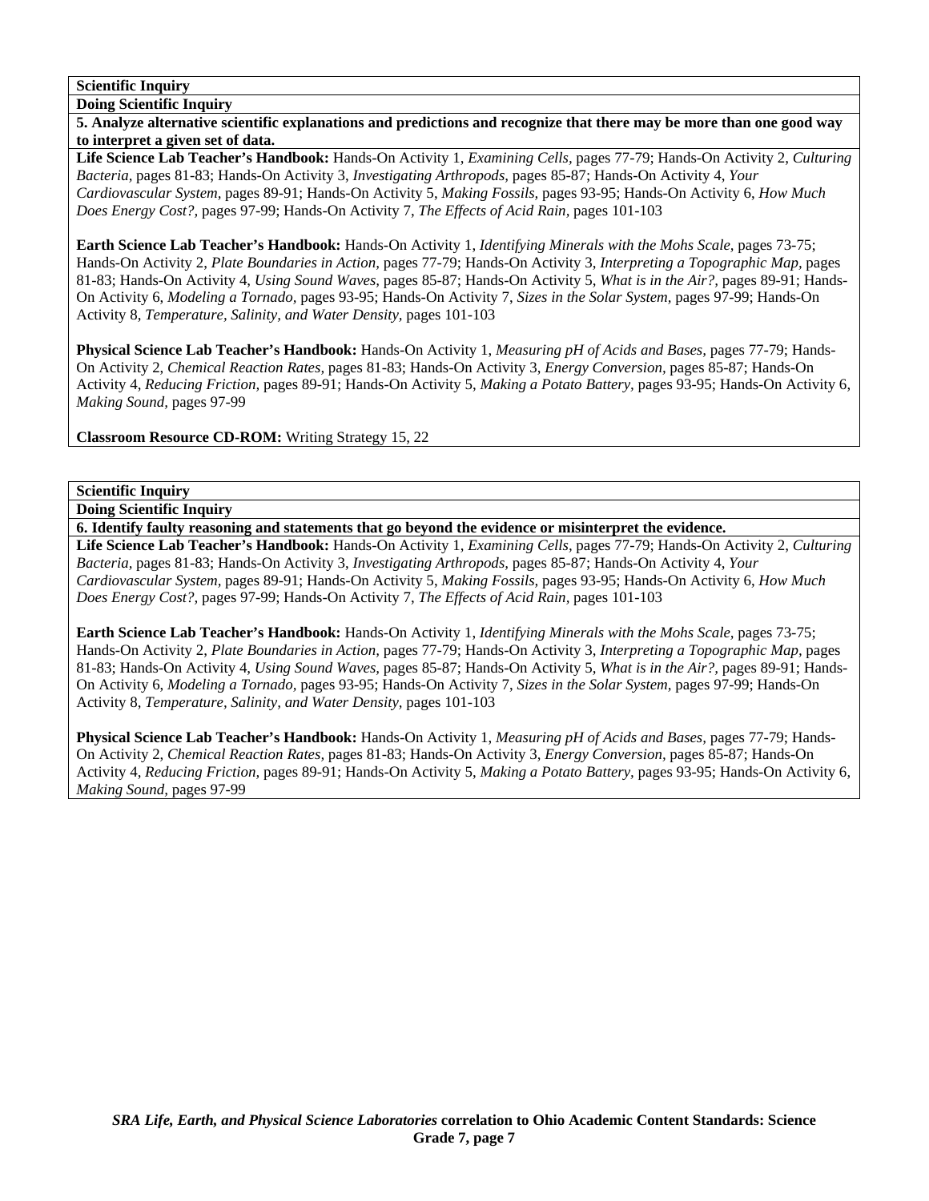**Scientific Inquiry**

**Doing Scientific Inquiry**

**5. Analyze alternative scientific explanations and predictions and recognize that there may be more than one good way to interpret a given set of data.**

**Life Science Lab Teacher's Handbook:** Hands-On Activity 1, *Examining Cells,* pages 77-79; Hands-On Activity 2, *Culturing Bacteria,* pages 81-83; Hands-On Activity 3, *Investigating Arthropods,* pages 85-87; Hands-On Activity 4, *Your Cardiovascular System,* pages 89-91; Hands-On Activity 5, *Making Fossils,* pages 93-95; Hands-On Activity 6, *How Much Does Energy Cost?,* pages 97-99; Hands-On Activity 7, *The Effects of Acid Rain,* pages 101-103

**Earth Science Lab Teacher's Handbook:** Hands-On Activity 1, *Identifying Minerals with the Mohs Scale,* pages 73-75; Hands-On Activity 2, *Plate Boundaries in Action,* pages 77-79; Hands-On Activity 3, *Interpreting a Topographic Map,* pages 81-83; Hands-On Activity 4, *Using Sound Waves,* pages 85-87; Hands-On Activity 5, *What is in the Air?,* pages 89-91; Hands-On Activity 6, *Modeling a Tornado,* pages 93-95; Hands-On Activity 7, *Sizes in the Solar System,* pages 97-99; Hands-On Activity 8, *Temperature, Salinity, and Water Density,* pages 101-103

**Physical Science Lab Teacher's Handbook:** Hands-On Activity 1, *Measuring pH of Acids and Bases,* pages 77-79; Hands-On Activity 2, *Chemical Reaction Rates,* pages 81-83; Hands-On Activity 3, *Energy Conversion,* pages 85-87; Hands-On Activity 4, *Reducing Friction,* pages 89-91; Hands-On Activity 5, *Making a Potato Battery,* pages 93-95; Hands-On Activity 6, *Making Sound,* pages 97-99

**Classroom Resource CD-ROM:** Writing Strategy 15, 22

**Scientific Inquiry**

**Doing Scientific Inquiry**

**6. Identify faulty reasoning and statements that go beyond the evidence or misinterpret the evidence.**

**Life Science Lab Teacher's Handbook:** Hands-On Activity 1, *Examining Cells,* pages 77-79; Hands-On Activity 2, *Culturing Bacteria,* pages 81-83; Hands-On Activity 3, *Investigating Arthropods,* pages 85-87; Hands-On Activity 4, *Your Cardiovascular System,* pages 89-91; Hands-On Activity 5, *Making Fossils,* pages 93-95; Hands-On Activity 6, *How Much Does Energy Cost?,* pages 97-99; Hands-On Activity 7, *The Effects of Acid Rain,* pages 101-103

**Earth Science Lab Teacher's Handbook:** Hands-On Activity 1, *Identifying Minerals with the Mohs Scale,* pages 73-75; Hands-On Activity 2, *Plate Boundaries in Action,* pages 77-79; Hands-On Activity 3, *Interpreting a Topographic Map,* pages 81-83; Hands-On Activity 4, *Using Sound Waves,* pages 85-87; Hands-On Activity 5, *What is in the Air?,* pages 89-91; Hands-On Activity 6, *Modeling a Tornado,* pages 93-95; Hands-On Activity 7, *Sizes in the Solar System,* pages 97-99; Hands-On Activity 8, *Temperature, Salinity, and Water Density,* pages 101-103

**Physical Science Lab Teacher's Handbook:** Hands-On Activity 1, *Measuring pH of Acids and Bases,* pages 77-79; Hands-On Activity 2, *Chemical Reaction Rates,* pages 81-83; Hands-On Activity 3, *Energy Conversion,* pages 85-87; Hands-On Activity 4, *Reducing Friction,* pages 89-91; Hands-On Activity 5, *Making a Potato Battery,* pages 93-95; Hands-On Activity 6, *Making Sound,* pages 97-99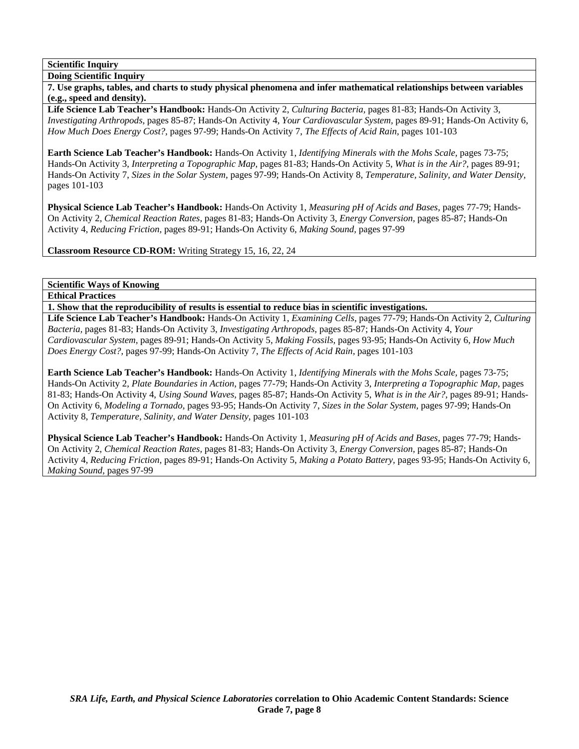**Scientific Inquiry**

**Doing Scientific Inquiry**

**7. Use graphs, tables, and charts to study physical phenomena and infer mathematical relationships between variables (e.g., speed and density).**

**Life Science Lab Teacher's Handbook:** Hands-On Activity 2, *Culturing Bacteria,* pages 81-83; Hands-On Activity 3, *Investigating Arthropods,* pages 85-87; Hands-On Activity 4, *Your Cardiovascular System,* pages 89-91; Hands-On Activity 6, *How Much Does Energy Cost?*, pages 97-99; Hands-On Activity 7, *The Effects of Acid Rain*, pages 101-103

**Earth Science Lab Teacher's Handbook:** Hands-On Activity 1, *Identifying Minerals with the Mohs Scale,* pages 73-75; Hands-On Activity 3, *Interpreting a Topographic Map,* pages 81-83; Hands-On Activity 5, *What is in the Air?,* pages 89-91; Hands-On Activity 7, *Sizes in the Solar System,* pages 97-99; Hands-On Activity 8, *Temperature, Salinity, and Water Density,* pages 101-103

**Physical Science Lab Teacher's Handbook:** Hands-On Activity 1, *Measuring pH of Acids and Bases,* pages 77-79; Hands-On Activity 2, *Chemical Reaction Rates,* pages 81-83; Hands-On Activity 3, *Energy Conversion,* pages 85-87; Hands-On Activity 4, *Reducing Friction*, pages 89-91; Hands-On Activity 6, *Making Sound,* pages 97-99

**Classroom Resource CD-ROM:** Writing Strategy 15, 16, 22, 24

**Scientific Ways of Knowing**

**Ethical Practices**

**1. Show that the reproducibility of results is essential to reduce bias in scientific investigations.**

**Life Science Lab Teacher's Handbook:** Hands-On Activity 1, *Examining Cells,* pages 77-79; Hands-On Activity 2, *Culturing Bacteria,* pages 81-83; Hands-On Activity 3, *Investigating Arthropods,* pages 85-87; Hands-On Activity 4, *Your Cardiovascular System,* pages 89-91; Hands-On Activity 5, *Making Fossils,* pages 93-95; Hands-On Activity 6, *How Much Does Energy Cost?,* pages 97-99; Hands-On Activity 7, *The Effects of Acid Rain,* pages 101-103

**Earth Science Lab Teacher's Handbook:** Hands-On Activity 1, *Identifying Minerals with the Mohs Scale,* pages 73-75; Hands-On Activity 2, *Plate Boundaries in Action,* pages 77-79; Hands-On Activity 3, *Interpreting a Topographic Map,* pages 81-83; Hands-On Activity 4, *Using Sound Waves,* pages 85-87; Hands-On Activity 5, *What is in the Air?,* pages 89-91; Hands-On Activity 6, *Modeling a Tornado,* pages 93-95; Hands-On Activity 7, *Sizes in the Solar System,* pages 97-99; Hands-On Activity 8, *Temperature, Salinity, and Water Density,* pages 101-103

**Physical Science Lab Teacher's Handbook:** Hands-On Activity 1, *Measuring pH of Acids and Bases,* pages 77-79; Hands-On Activity 2, *Chemical Reaction Rates,* pages 81-83; Hands-On Activity 3, *Energy Conversion,* pages 85-87; Hands-On Activity 4, *Reducing Friction*, pages 89-91; Hands-On Activity 5, *Making a Potato Battery*, pages 93-95; Hands-On Activity 6, *Making Sound,* pages 97-99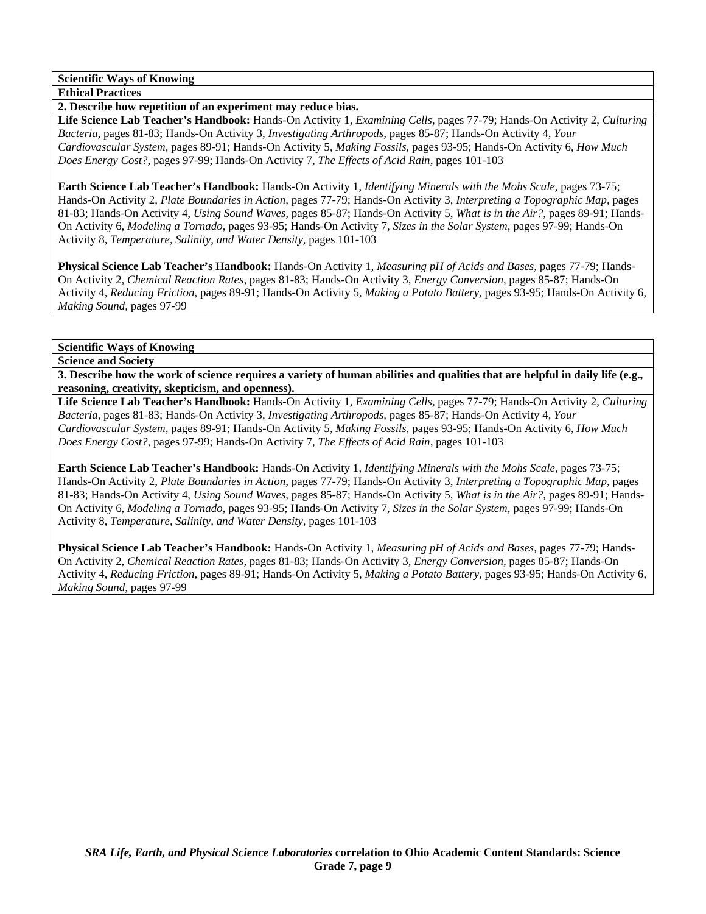**Scientific Ways of Knowing**

**Ethical Practices**

**2. Describe how repetition of an experiment may reduce bias.**

**Life Science Lab Teacher's Handbook:** Hands-On Activity 1, *Examining Cells,* pages 77-79; Hands-On Activity 2, *Culturing Bacteria,* pages 81-83; Hands-On Activity 3, *Investigating Arthropods,* pages 85-87; Hands-On Activity 4, *Your Cardiovascular System,* pages 89-91; Hands-On Activity 5, *Making Fossils,* pages 93-95; Hands-On Activity 6, *How Much Does Energy Cost?,* pages 97-99; Hands-On Activity 7, *The Effects of Acid Rain,* pages 101-103

**Earth Science Lab Teacher's Handbook:** Hands-On Activity 1, *Identifying Minerals with the Mohs Scale,* pages 73-75; Hands-On Activity 2, *Plate Boundaries in Action,* pages 77-79; Hands-On Activity 3, *Interpreting a Topographic Map,* pages 81-83; Hands-On Activity 4, *Using Sound Waves,* pages 85-87; Hands-On Activity 5, *What is in the Air?,* pages 89-91; Hands-On Activity 6, *Modeling a Tornado,* pages 93-95; Hands-On Activity 7, *Sizes in the Solar System,* pages 97-99; Hands-On Activity 8, *Temperature, Salinity, and Water Density,* pages 101-103

**Physical Science Lab Teacher's Handbook:** Hands-On Activity 1, *Measuring pH of Acids and Bases,* pages 77-79; Hands-On Activity 2, *Chemical Reaction Rates,* pages 81-83; Hands-On Activity 3, *Energy Conversion,* pages 85-87; Hands-On Activity 4, *Reducing Friction,* pages 89-91; Hands-On Activity 5, *Making a Potato Battery,* pages 93-95; Hands-On Activity 6, *Making Sound,* pages 97-99

**Scientific Ways of Knowing**

**Science and Society**

**3. Describe how the work of science requires a variety of human abilities and qualities that are helpful in daily life (e.g., reasoning, creativity, skepticism, and openness).**

**Life Science Lab Teacher's Handbook:** Hands-On Activity 1, *Examining Cells,* pages 77-79; Hands-On Activity 2, *Culturing Bacteria,* pages 81-83; Hands-On Activity 3, *Investigating Arthropods,* pages 85-87; Hands-On Activity 4, *Your Cardiovascular System,* pages 89-91; Hands-On Activity 5, *Making Fossils,* pages 93-95; Hands-On Activity 6, *How Much Does Energy Cost?,* pages 97-99; Hands-On Activity 7, *The Effects of Acid Rain,* pages 101-103

**Earth Science Lab Teacher's Handbook:** Hands-On Activity 1, *Identifying Minerals with the Mohs Scale,* pages 73-75; Hands-On Activity 2, *Plate Boundaries in Action,* pages 77-79; Hands-On Activity 3, *Interpreting a Topographic Map,* pages 81-83; Hands-On Activity 4, *Using Sound Waves,* pages 85-87; Hands-On Activity 5, *What is in the Air?,* pages 89-91; Hands-On Activity 6, *Modeling a Tornado,* pages 93-95; Hands-On Activity 7, *Sizes in the Solar System,* pages 97-99; Hands-On Activity 8, *Temperature, Salinity, and Water Density,* pages 101-103

**Physical Science Lab Teacher's Handbook:** Hands-On Activity 1, *Measuring pH of Acids and Bases,* pages 77-79; Hands-On Activity 2, *Chemical Reaction Rates,* pages 81-83; Hands-On Activity 3, *Energy Conversion,* pages 85-87; Hands-On Activity 4, *Reducing Friction,* pages 89-91; Hands-On Activity 5, *Making a Potato Battery,* pages 93-95; Hands-On Activity 6, *Making Sound,* pages 97-99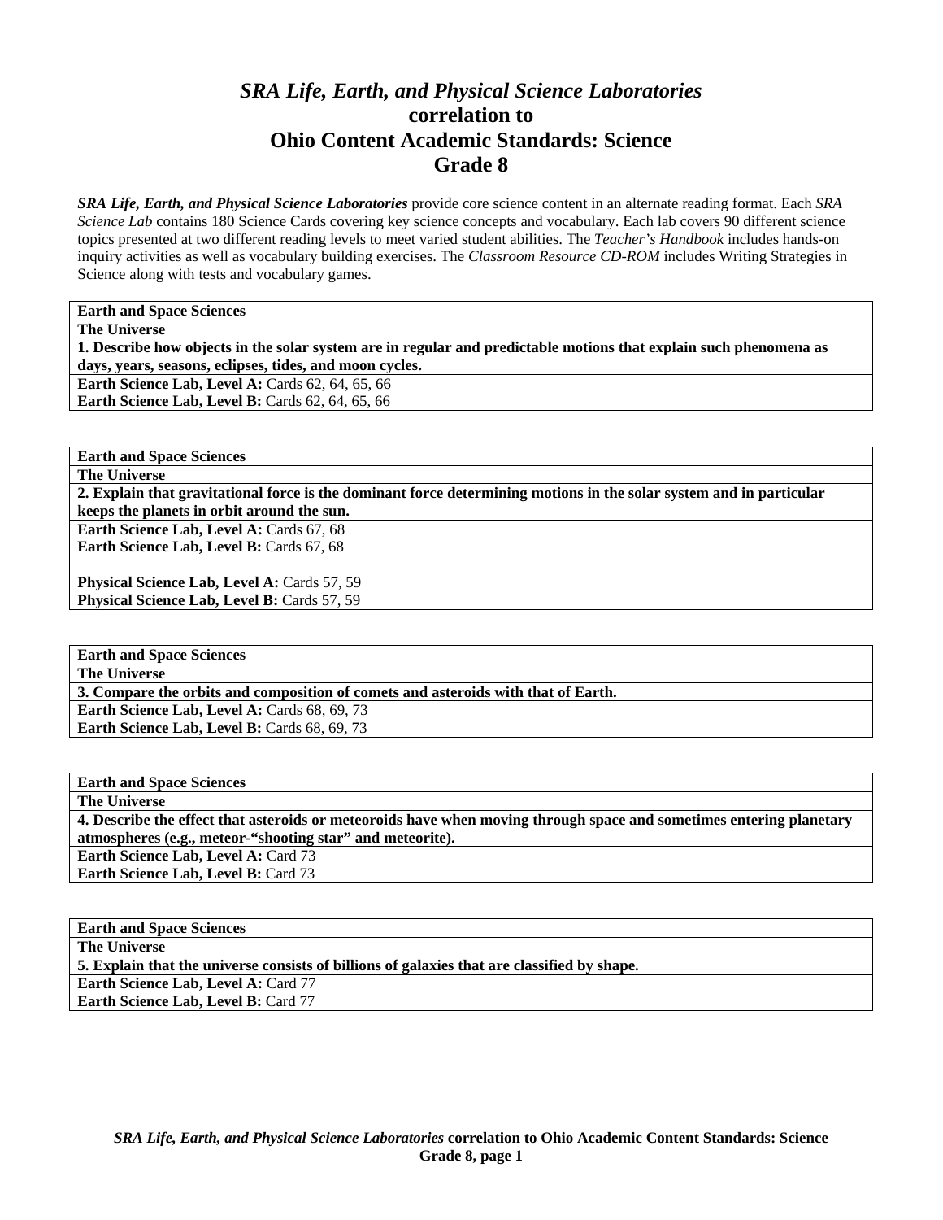# *SRA Life, Earth, and Physical Science Laboratories* correlation to Ohio Content Academic Standards: Science Grade 8

***SRA Life, Earth, and Physical Science Laboratories*** provide core science content in an alternate reading format. Each *SRA Science Lab* contains 180 Science Cards covering key science concepts and vocabulary. Each lab covers 90 different science topics presented at two different reading levels to meet varied student abilities. The *Teacher's Handbook* includes hands-on inquiry activities as well as vocabulary building exercises. The *Classroom Resource CD-ROM* includes Writing Strategies in Science along with tests and vocabulary games.

| **Earth and Space Sciences** |
|---|
| **The Universe** |
| **1. Describe how objects in the solar system are in regular and predictable motions that explain such phenomena as days, years, seasons, eclipses, tides, and moon cycles.** |
| **Earth Science Lab, Level A:** Cards 62, 64, 65, 66<br>**Earth Science Lab, Level B:** Cards 62, 64, 65, 66 |

| **Earth and Space Sciences** |
|---|
| **The Universe** |
| **2. Explain that gravitational force is the dominant force determining motions in the solar system and in particular keeps the planets in orbit around the sun.** |
| **Earth Science Lab, Level A:** Cards 67, 68<br>**Earth Science Lab, Level B:** Cards 67, 68<br><br>**Physical Science Lab, Level A:** Cards 57, 59<br>**Physical Science Lab, Level B:** Cards 57, 59 |

| **Earth and Space Sciences** |
|---|
| **The Universe** |
| **3. Compare the orbits and composition of comets and asteroids with that of Earth.** |
| **Earth Science Lab, Level A:** Cards 68, 69, 73<br>**Earth Science Lab, Level B:** Cards 68, 69, 73 |

| **Earth and Space Sciences** |
|---|
| **The Universe** |
| **4. Describe the effect that asteroids or meteoroids have when moving through space and sometimes entering planetary atmospheres (e.g., meteor-"shooting star" and meteorite).** |
| **Earth Science Lab, Level A:** Card 73<br>**Earth Science Lab, Level B:** Card 73 |

| **Earth and Space Sciences** |
|---|
| **The Universe** |
| **5. Explain that the universe consists of billions of galaxies that are classified by shape.** |
| **Earth Science Lab, Level A:** Card 77<br>**Earth Science Lab, Level B:** Card 77 |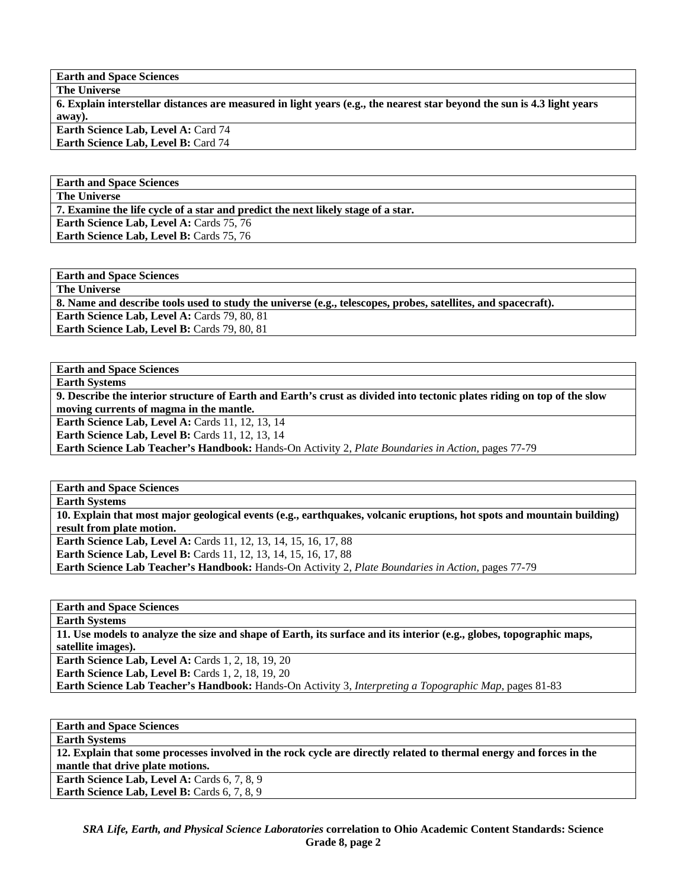| **Earth and Space Sciences** |
| --- |
| **The Universe** |
| **6. Explain interstellar distances are measured in light years (e.g., the nearest star beyond the sun is 4.3 light years away).** |
| **Earth Science Lab, Level A:** Card 74<br>**Earth Science Lab, Level B:** Card 74 |

| **Earth and Space Sciences** |
| --- |
| **The Universe** |
| **7. Examine the life cycle of a star and predict the next likely stage of a star.** |
| **Earth Science Lab, Level A:** Cards 75, 76<br>**Earth Science Lab, Level B:** Cards 75, 76 |

| **Earth and Space Sciences** |
| --- |
| **The Universe** |
| **8. Name and describe tools used to study the universe (e.g., telescopes, probes, satellites, and spacecraft).** |
| **Earth Science Lab, Level A:** Cards 79, 80, 81<br>**Earth Science Lab, Level B:** Cards 79, 80, 81 |

| **Earth and Space Sciences** |
| --- |
| **Earth Systems** |
| **9. Describe the interior structure of Earth and Earth's crust as divided into tectonic plates riding on top of the slow moving currents of magma in the mantle.** |
| **Earth Science Lab, Level A:** Cards 11, 12, 13, 14<br>**Earth Science Lab, Level B:** Cards 11, 12, 13, 14<br>**Earth Science Lab Teacher's Handbook:** Hands-On Activity 2, *Plate Boundaries in Action,* pages 77-79 |

| **Earth and Space Sciences** |
| --- |
| **Earth Systems** |
| **10. Explain that most major geological events (e.g., earthquakes, volcanic eruptions, hot spots and mountain building) result from plate motion.** |
| **Earth Science Lab, Level A:** Cards 11, 12, 13, 14, 15, 16, 17, 88<br>**Earth Science Lab, Level B:** Cards 11, 12, 13, 14, 15, 16, 17, 88<br>**Earth Science Lab Teacher's Handbook:** Hands-On Activity 2, *Plate Boundaries in Action,* pages 77-79 |

| **Earth and Space Sciences** |
| --- |
| **Earth Systems** |
| **11. Use models to analyze the size and shape of Earth, its surface and its interior (e.g., globes, topographic maps, satellite images).** |
| **Earth Science Lab, Level A:** Cards 1, 2, 18, 19, 20<br>**Earth Science Lab, Level B:** Cards 1, 2, 18, 19, 20<br>**Earth Science Lab Teacher's Handbook:** Hands-On Activity 3, *Interpreting a Topographic Map,* pages 81-83 |

| **Earth and Space Sciences** |
| --- |
| **Earth Systems** |
| **12. Explain that some processes involved in the rock cycle are directly related to thermal energy and forces in the mantle that drive plate motions.** |
| **Earth Science Lab, Level A:** Cards 6, 7, 8, 9<br>**Earth Science Lab, Level B:** Cards 6, 7, 8, 9 |

***SRA Life, Earth, and Physical Science Laboratories*** **correlation to Ohio Academic Content Standards: Science Grade 8, page 2**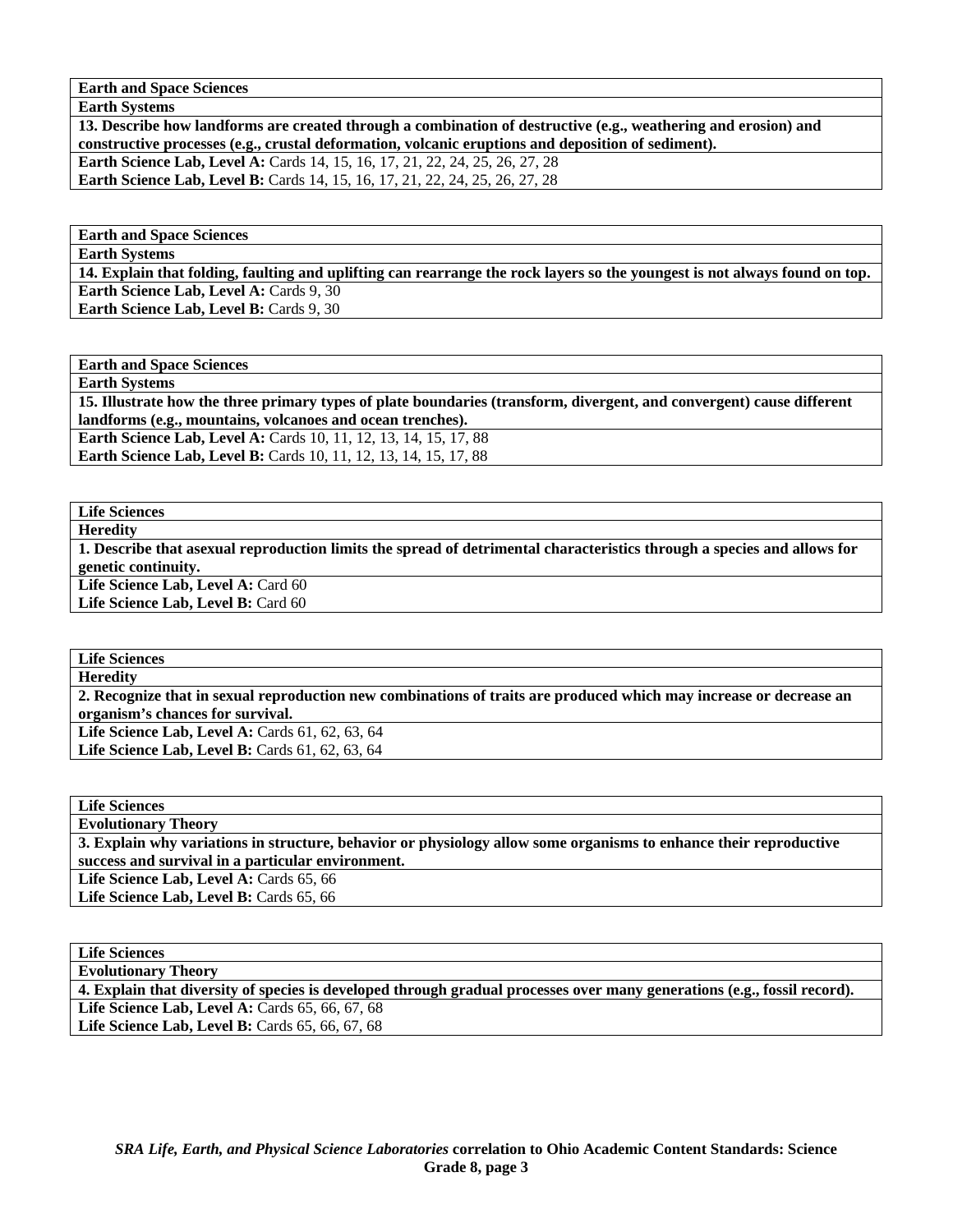| **Earth and Space Sciences** |
|---|
| **Earth Systems** |
| **13. Describe how landforms are created through a combination of destructive (e.g., weathering and erosion) and constructive processes (e.g., crustal deformation, volcanic eruptions and deposition of sediment).** |
| **Earth Science Lab, Level A:** Cards 14, 15, 16, 17, 21, 22, 24, 25, 26, 27, 28<br>**Earth Science Lab, Level B:** Cards 14, 15, 16, 17, 21, 22, 24, 25, 26, 27, 28 |

| **Earth and Space Sciences** |
|---|
| **Earth Systems** |
| **14. Explain that folding, faulting and uplifting can rearrange the rock layers so the youngest is not always found on top.** |
| **Earth Science Lab, Level A:** Cards 9, 30<br>**Earth Science Lab, Level B:** Cards 9, 30 |

| **Earth and Space Sciences** |
|---|
| **Earth Systems** |
| **15. Illustrate how the three primary types of plate boundaries (transform, divergent, and convergent) cause different landforms (e.g., mountains, volcanoes and ocean trenches).** |
| **Earth Science Lab, Level A:** Cards 10, 11, 12, 13, 14, 15, 17, 88<br>**Earth Science Lab, Level B:** Cards 10, 11, 12, 13, 14, 15, 17, 88 |

| **Life Sciences** |
|---|
| **Heredity** |
| **1. Describe that asexual reproduction limits the spread of detrimental characteristics through a species and allows for genetic continuity.** |
| **Life Science Lab, Level A:** Card 60<br>**Life Science Lab, Level B:** Card 60 |

| **Life Sciences** |
|---|
| **Heredity** |
| **2. Recognize that in sexual reproduction new combinations of traits are produced which may increase or decrease an organism's chances for survival.** |
| **Life Science Lab, Level A:** Cards 61, 62, 63, 64<br>**Life Science Lab, Level B:** Cards 61, 62, 63, 64 |

| **Life Sciences** |
|---|
| **Evolutionary Theory** |
| **3. Explain why variations in structure, behavior or physiology allow some organisms to enhance their reproductive success and survival in a particular environment.** |
| **Life Science Lab, Level A:** Cards 65, 66<br>**Life Science Lab, Level B:** Cards 65, 66 |

| **Life Sciences** |
|---|
| **Evolutionary Theory** |
| **4. Explain that diversity of species is developed through gradual processes over many generations (e.g., fossil record).** |
| **Life Science Lab, Level A:** Cards 65, 66, 67, 68<br>**Life Science Lab, Level B:** Cards 65, 66, 67, 68 |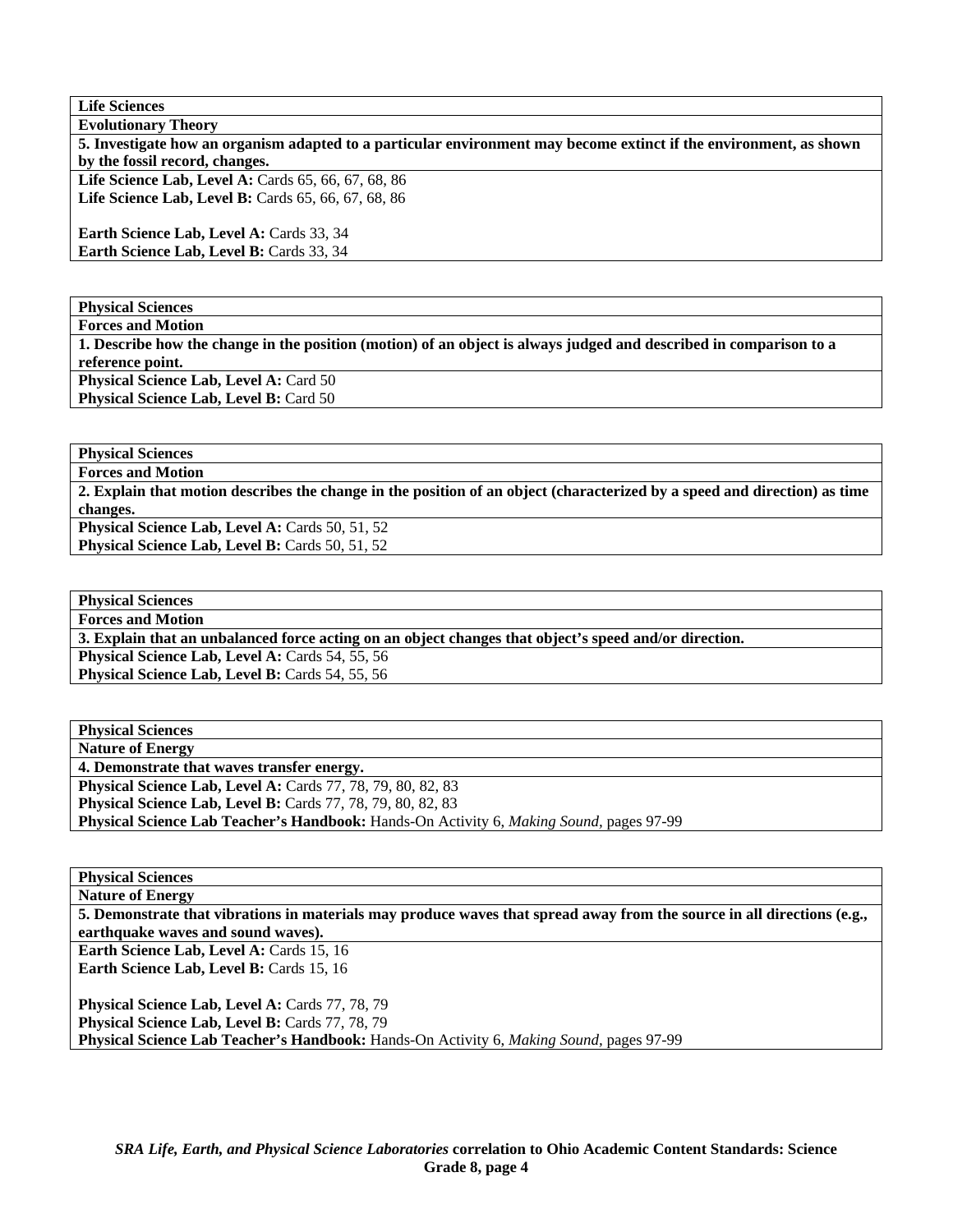| **Life Sciences** |
|---|
| **Evolutionary Theory** |
| **5. Investigate how an organism adapted to a particular environment may become extinct if the environment, as shown by the fossil record, changes.** |
| **Life Science Lab, Level A:** Cards 65, 66, 67, 68, 86<br>**Life Science Lab, Level B:** Cards 65, 66, 67, 68, 86<br><br>**Earth Science Lab, Level A:** Cards 33, 34<br>**Earth Science Lab, Level B:** Cards 33, 34 |

| **Physical Sciences** |
|---|
| **Forces and Motion** |
| **1. Describe how the change in the position (motion) of an object is always judged and described in comparison to a reference point.** |
| **Physical Science Lab, Level A:** Card 50<br>**Physical Science Lab, Level B:** Card 50 |

| **Physical Sciences** |
|---|
| **Forces and Motion** |
| **2. Explain that motion describes the change in the position of an object (characterized by a speed and direction) as time changes.** |
| **Physical Science Lab, Level A:** Cards 50, 51, 52<br>**Physical Science Lab, Level B:** Cards 50, 51, 52 |

| **Physical Sciences** |
|---|
| **Forces and Motion** |
| **3. Explain that an unbalanced force acting on an object changes that object's speed and/or direction.** |
| **Physical Science Lab, Level A:** Cards 54, 55, 56<br>**Physical Science Lab, Level B:** Cards 54, 55, 56 |

| **Physical Sciences** |
|---|
| **Nature of Energy** |
| **4. Demonstrate that waves transfer energy.** |
| **Physical Science Lab, Level A:** Cards 77, 78, 79, 80, 82, 83<br>**Physical Science Lab, Level B:** Cards 77, 78, 79, 80, 82, 83<br>**Physical Science Lab Teacher's Handbook:** Hands-On Activity 6, *Making Sound*, pages 97-99 |

| **Physical Sciences** |
|---|
| **Nature of Energy** |
| **5. Demonstrate that vibrations in materials may produce waves that spread away from the source in all directions (e.g., earthquake waves and sound waves).** |
| **Earth Science Lab, Level A:** Cards 15, 16<br>**Earth Science Lab, Level B:** Cards 15, 16<br><br>**Physical Science Lab, Level A:** Cards 77, 78, 79<br>**Physical Science Lab, Level B:** Cards 77, 78, 79<br>**Physical Science Lab Teacher's Handbook:** Hands-On Activity 6, *Making Sound*, pages 97-99 |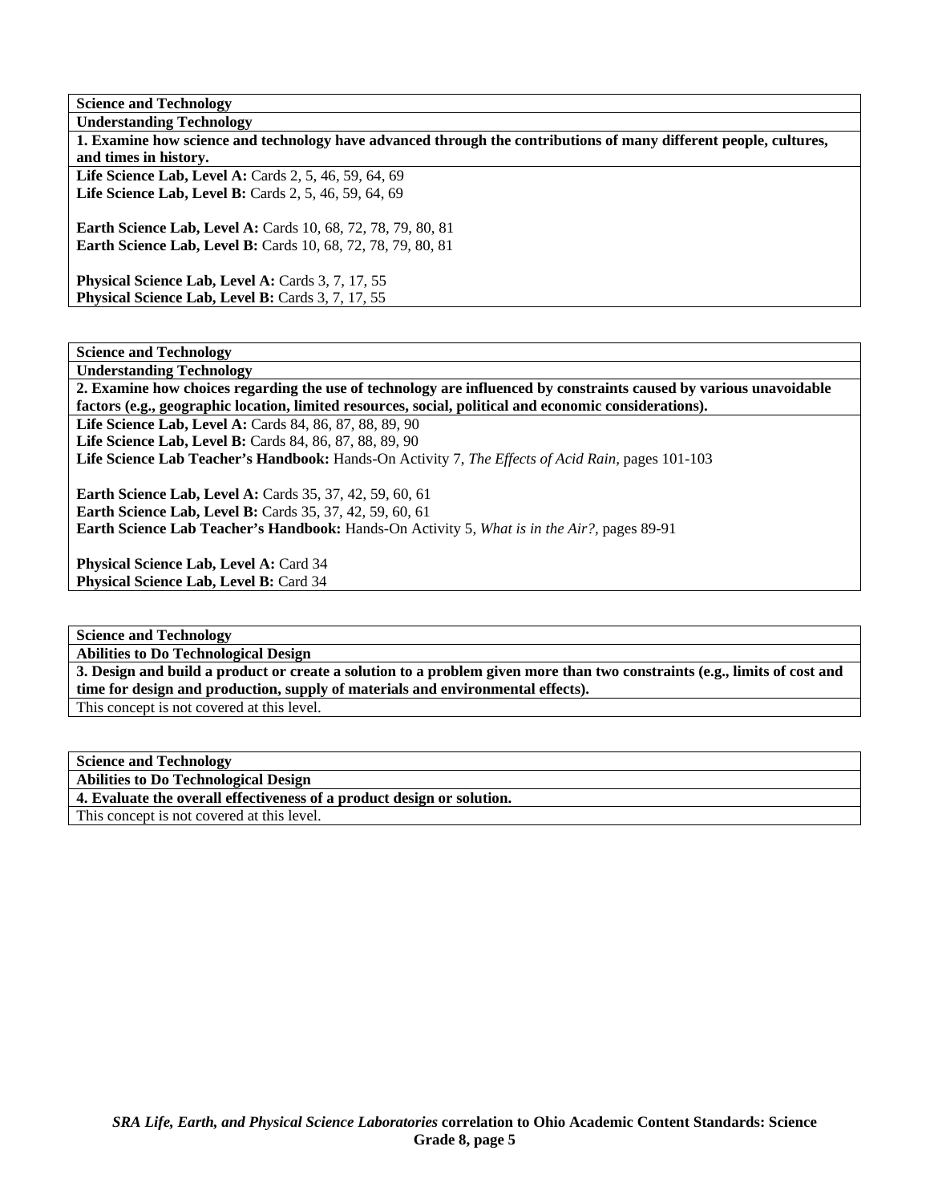**Science and Technology**

**Understanding Technology**

**1. Examine how science and technology have advanced through the contributions of many different people, cultures, and times in history.**

**Life Science Lab, Level A:** Cards 2, 5, 46, 59, 64, 69
**Life Science Lab, Level B:** Cards 2, 5, 46, 59, 64, 69

**Earth Science Lab, Level A:** Cards 10, 68, 72, 78, 79, 80, 81
**Earth Science Lab, Level B:** Cards 10, 68, 72, 78, 79, 80, 81

**Physical Science Lab, Level A:** Cards 3, 7, 17, 55
**Physical Science Lab, Level B:** Cards 3, 7, 17, 55

**Science and Technology**

**Understanding Technology**

**2. Examine how choices regarding the use of technology are influenced by constraints caused by various unavoidable factors (e.g., geographic location, limited resources, social, political and economic considerations).**

**Life Science Lab, Level A:** Cards 84, 86, 87, 88, 89, 90
**Life Science Lab, Level B:** Cards 84, 86, 87, 88, 89, 90
**Life Science Lab Teacher's Handbook:** Hands-On Activity 7, *The Effects of Acid Rain,* pages 101-103

**Earth Science Lab, Level A:** Cards 35, 37, 42, 59, 60, 61
**Earth Science Lab, Level B:** Cards 35, 37, 42, 59, 60, 61
**Earth Science Lab Teacher's Handbook:** Hands-On Activity 5, *What is in the Air?,* pages 89-91

**Physical Science Lab, Level A:** Card 34
**Physical Science Lab, Level B:** Card 34

**Science and Technology**

**Abilities to Do Technological Design**

**3. Design and build a product or create a solution to a problem given more than two constraints (e.g., limits of cost and time for design and production, supply of materials and environmental effects).**

This concept is not covered at this level.

**Science and Technology**

**Abilities to Do Technological Design**

**4. Evaluate the overall effectiveness of a product design or solution.**

This concept is not covered at this level.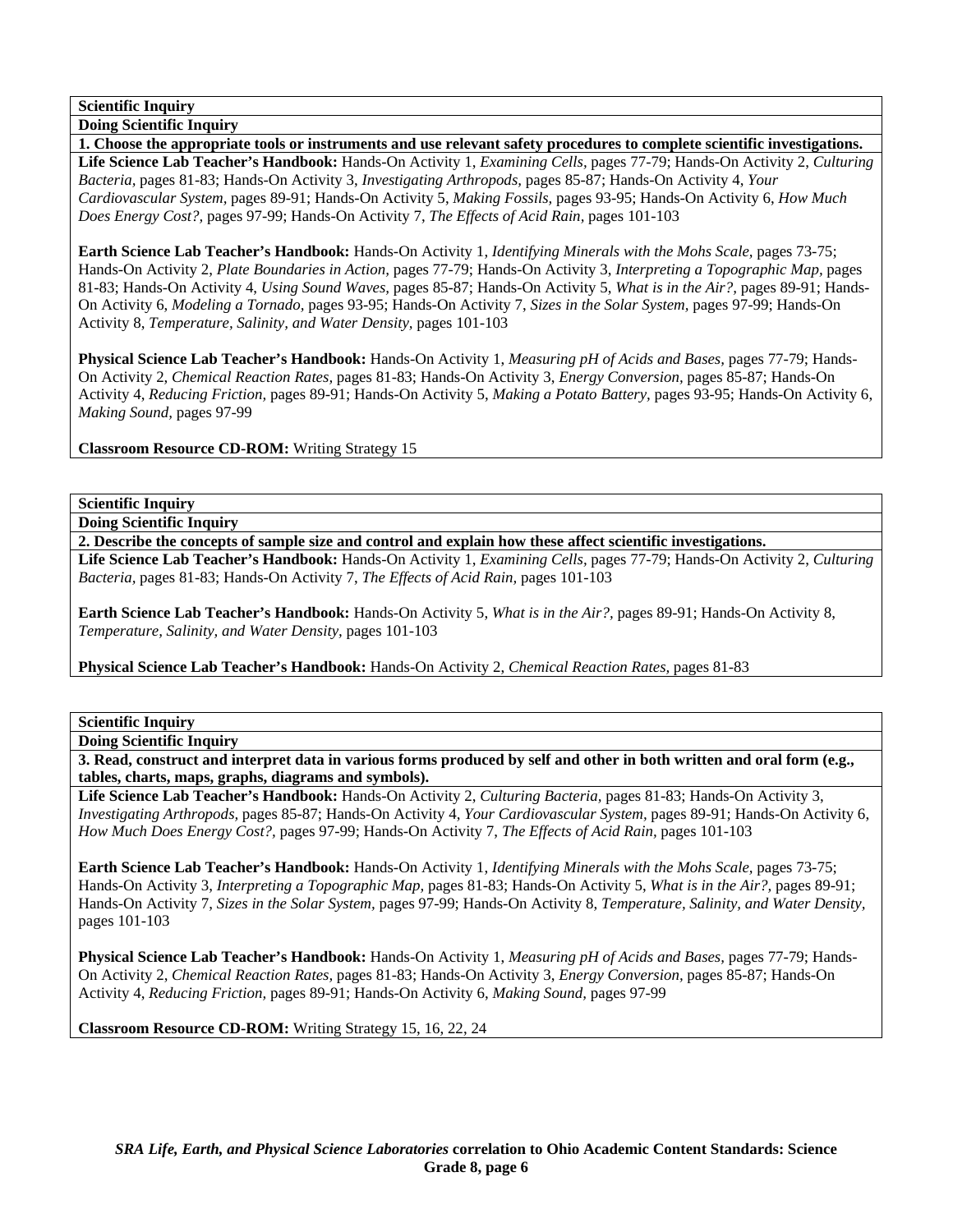**Scientific Inquiry**

**Doing Scientific Inquiry**

**1. Choose the appropriate tools or instruments and use relevant safety procedures to complete scientific investigations.**

**Life Science Lab Teacher's Handbook:** Hands-On Activity 1, *Examining Cells,* pages 77-79; Hands-On Activity 2, *Culturing Bacteria,* pages 81-83; Hands-On Activity 3, *Investigating Arthropods,* pages 85-87; Hands-On Activity 4, *Your Cardiovascular System,* pages 89-91; Hands-On Activity 5, *Making Fossils,* pages 93-95; Hands-On Activity 6, *How Much Does Energy Cost?,* pages 97-99; Hands-On Activity 7, *The Effects of Acid Rain,* pages 101-103

**Earth Science Lab Teacher's Handbook:** Hands-On Activity 1, *Identifying Minerals with the Mohs Scale,* pages 73-75; Hands-On Activity 2, *Plate Boundaries in Action,* pages 77-79; Hands-On Activity 3, *Interpreting a Topographic Map,* pages 81-83; Hands-On Activity 4, *Using Sound Waves,* pages 85-87; Hands-On Activity 5, *What is in the Air?,* pages 89-91; Hands-On Activity 6, *Modeling a Tornado,* pages 93-95; Hands-On Activity 7, *Sizes in the Solar System,* pages 97-99; Hands-On Activity 8, *Temperature, Salinity, and Water Density,* pages 101-103

**Physical Science Lab Teacher's Handbook:** Hands-On Activity 1, *Measuring pH of Acids and Bases,* pages 77-79; Hands-On Activity 2, *Chemical Reaction Rates,* pages 81-83; Hands-On Activity 3, *Energy Conversion,* pages 85-87; Hands-On Activity 4, *Reducing Friction,* pages 89-91; Hands-On Activity 5, *Making a Potato Battery,* pages 93-95; Hands-On Activity 6, *Making Sound,* pages 97-99

**Classroom Resource CD-ROM:** Writing Strategy 15

**Scientific Inquiry**

**Doing Scientific Inquiry**

**2. Describe the concepts of sample size and control and explain how these affect scientific investigations.**

**Life Science Lab Teacher's Handbook:** Hands-On Activity 1, *Examining Cells,* pages 77-79; Hands-On Activity 2, *Culturing Bacteria,* pages 81-83; Hands-On Activity 7, *The Effects of Acid Rain,* pages 101-103

**Earth Science Lab Teacher's Handbook:** Hands-On Activity 5, *What is in the Air?,* pages 89-91; Hands-On Activity 8, *Temperature, Salinity, and Water Density,* pages 101-103

**Physical Science Lab Teacher's Handbook:** Hands-On Activity 2, *Chemical Reaction Rates,* pages 81-83

**Scientific Inquiry**

**Doing Scientific Inquiry**

**3. Read, construct and interpret data in various forms produced by self and other in both written and oral form (e.g., tables, charts, maps, graphs, diagrams and symbols).**

**Life Science Lab Teacher's Handbook:** Hands-On Activity 2, *Culturing Bacteria,* pages 81-83; Hands-On Activity 3, *Investigating Arthropods,* pages 85-87; Hands-On Activity 4, *Your Cardiovascular System,* pages 89-91; Hands-On Activity 6, *How Much Does Energy Cost?,* pages 97-99; Hands-On Activity 7, *The Effects of Acid Rain,* pages 101-103

**Earth Science Lab Teacher's Handbook:** Hands-On Activity 1, *Identifying Minerals with the Mohs Scale,* pages 73-75; Hands-On Activity 3, *Interpreting a Topographic Map,* pages 81-83; Hands-On Activity 5, *What is in the Air?,* pages 89-91; Hands-On Activity 7, *Sizes in the Solar System,* pages 97-99; Hands-On Activity 8, *Temperature, Salinity, and Water Density,* pages 101-103

**Physical Science Lab Teacher's Handbook:** Hands-On Activity 1, *Measuring pH of Acids and Bases,* pages 77-79; Hands-On Activity 2, *Chemical Reaction Rates,* pages 81-83; Hands-On Activity 3, *Energy Conversion,* pages 85-87; Hands-On Activity 4, *Reducing Friction,* pages 89-91; Hands-On Activity 6, *Making Sound,* pages 97-99

**Classroom Resource CD-ROM:** Writing Strategy 15, 16, 22, 24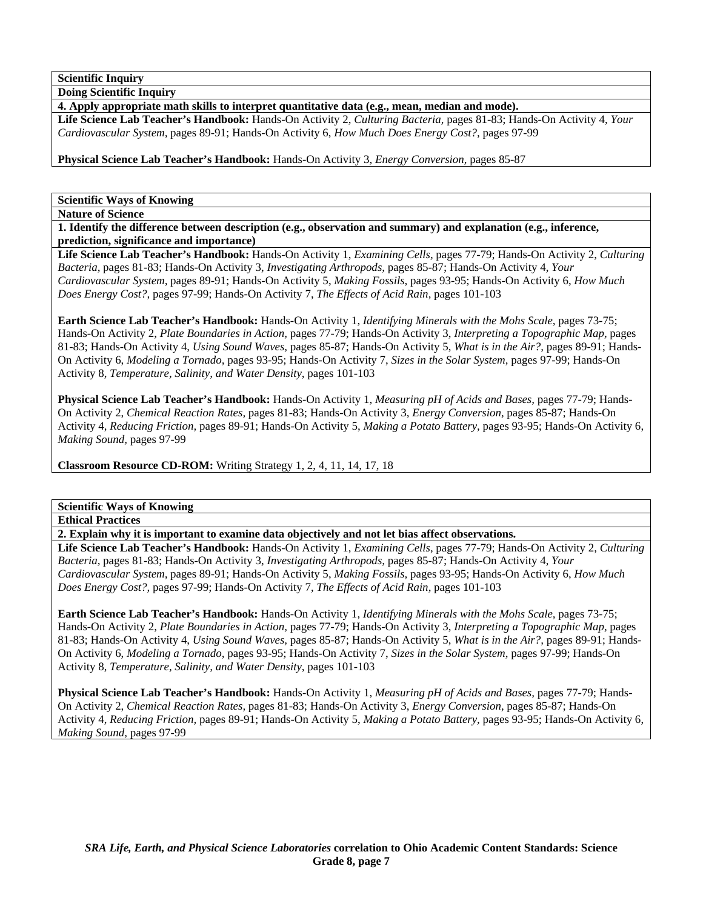**Scientific Inquiry**

**Doing Scientific Inquiry**

**4. Apply appropriate math skills to interpret quantitative data (e.g., mean, median and mode).**

**Life Science Lab Teacher's Handbook:** Hands-On Activity 2, *Culturing Bacteria,* pages 81-83; Hands-On Activity 4, *Your Cardiovascular System,* pages 89-91; Hands-On Activity 6, *How Much Does Energy Cost?,* pages 97-99

**Physical Science Lab Teacher's Handbook:** Hands-On Activity 3, *Energy Conversion,* pages 85-87

**Scientific Ways of Knowing**

**Nature of Science**

**1. Identify the difference between description (e.g., observation and summary) and explanation (e.g., inference, prediction, significance and importance)**

**Life Science Lab Teacher's Handbook:** Hands-On Activity 1, *Examining Cells,* pages 77-79; Hands-On Activity 2, *Culturing Bacteria,* pages 81-83; Hands-On Activity 3, *Investigating Arthropods,* pages 85-87; Hands-On Activity 4, *Your Cardiovascular System,* pages 89-91; Hands-On Activity 5, *Making Fossils,* pages 93-95; Hands-On Activity 6, *How Much Does Energy Cost?,* pages 97-99; Hands-On Activity 7, *The Effects of Acid Rain,* pages 101-103

**Earth Science Lab Teacher's Handbook:** Hands-On Activity 1, *Identifying Minerals with the Mohs Scale,* pages 73-75; Hands-On Activity 2, *Plate Boundaries in Action,* pages 77-79; Hands-On Activity 3, *Interpreting a Topographic Map,* pages 81-83; Hands-On Activity 4, *Using Sound Waves,* pages 85-87; Hands-On Activity 5, *What is in the Air?,* pages 89-91; Hands-On Activity 6, *Modeling a Tornado,* pages 93-95; Hands-On Activity 7, *Sizes in the Solar System,* pages 97-99; Hands-On Activity 8, *Temperature, Salinity, and Water Density,* pages 101-103

**Physical Science Lab Teacher's Handbook:** Hands-On Activity 1, *Measuring pH of Acids and Bases,* pages 77-79; Hands-On Activity 2, *Chemical Reaction Rates,* pages 81-83; Hands-On Activity 3, *Energy Conversion,* pages 85-87; Hands-On Activity 4, *Reducing Friction,* pages 89-91; Hands-On Activity 5, *Making a Potato Battery,* pages 93-95; Hands-On Activity 6, *Making Sound,* pages 97-99

**Classroom Resource CD-ROM:** Writing Strategy 1, 2, 4, 11, 14, 17, 18

**Scientific Ways of Knowing**

**Ethical Practices**

**2. Explain why it is important to examine data objectively and not let bias affect observations.**

**Life Science Lab Teacher's Handbook:** Hands-On Activity 1, *Examining Cells,* pages 77-79; Hands-On Activity 2, *Culturing Bacteria,* pages 81-83; Hands-On Activity 3, *Investigating Arthropods,* pages 85-87; Hands-On Activity 4, *Your Cardiovascular System,* pages 89-91; Hands-On Activity 5, *Making Fossils,* pages 93-95; Hands-On Activity 6, *How Much Does Energy Cost?,* pages 97-99; Hands-On Activity 7, *The Effects of Acid Rain,* pages 101-103

**Earth Science Lab Teacher's Handbook:** Hands-On Activity 1, *Identifying Minerals with the Mohs Scale,* pages 73-75; Hands-On Activity 2, *Plate Boundaries in Action,* pages 77-79; Hands-On Activity 3, *Interpreting a Topographic Map,* pages 81-83; Hands-On Activity 4, *Using Sound Waves,* pages 85-87; Hands-On Activity 5, *What is in the Air?,* pages 89-91; Hands-On Activity 6, *Modeling a Tornado,* pages 93-95; Hands-On Activity 7, *Sizes in the Solar System,* pages 97-99; Hands-On Activity 8, *Temperature, Salinity, and Water Density,* pages 101-103

**Physical Science Lab Teacher's Handbook:** Hands-On Activity 1, *Measuring pH of Acids and Bases,* pages 77-79; Hands-On Activity 2, *Chemical Reaction Rates,* pages 81-83; Hands-On Activity 3, *Energy Conversion,* pages 85-87; Hands-On Activity 4, *Reducing Friction,* pages 89-91; Hands-On Activity 5, *Making a Potato Battery,* pages 93-95; Hands-On Activity 6, *Making Sound,* pages 97-99